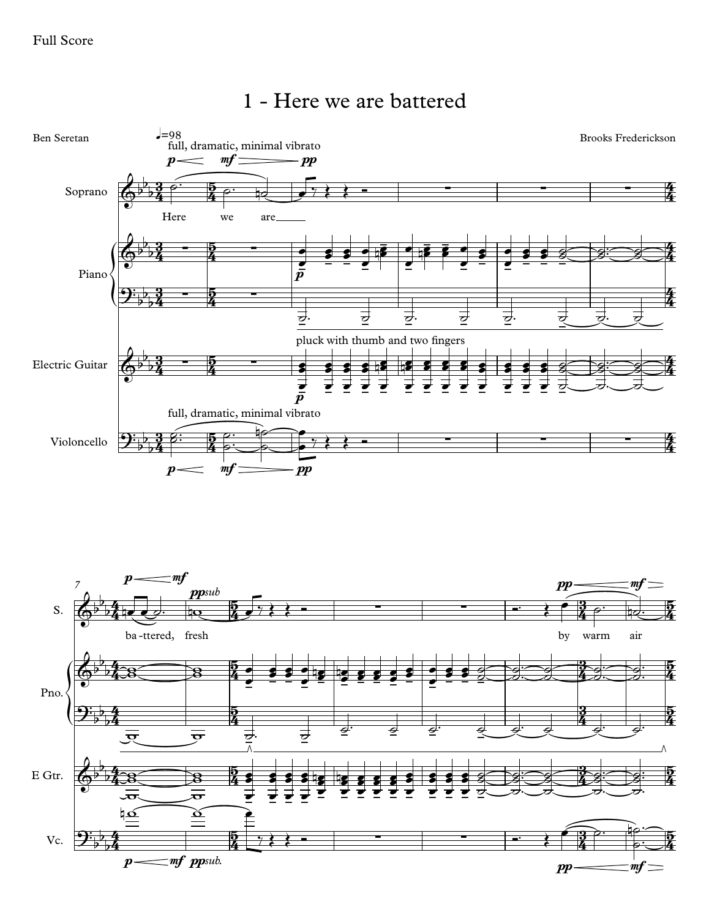Full Score

# 1 - Here we are battered

Ben Seretan

Brooks Frederickson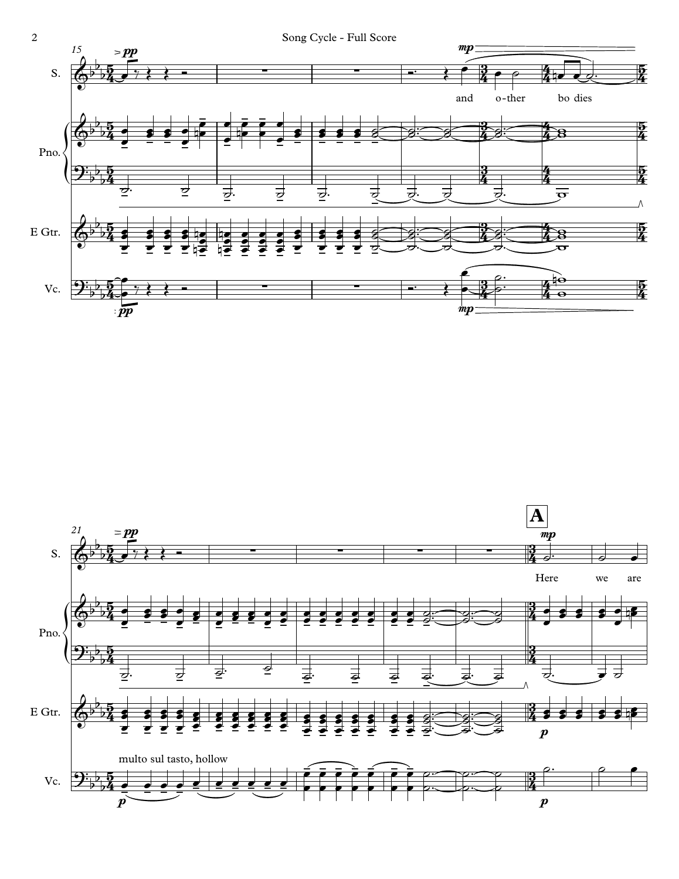15

S.

Pno.

E Gtr.

Vc.

*pp* *mp*

and o-ther bo dies

*mp*

*pp*

21

**A**

*pp* *mp*

Here we are

*p*

multo sul tasto, hollow

*p* *p*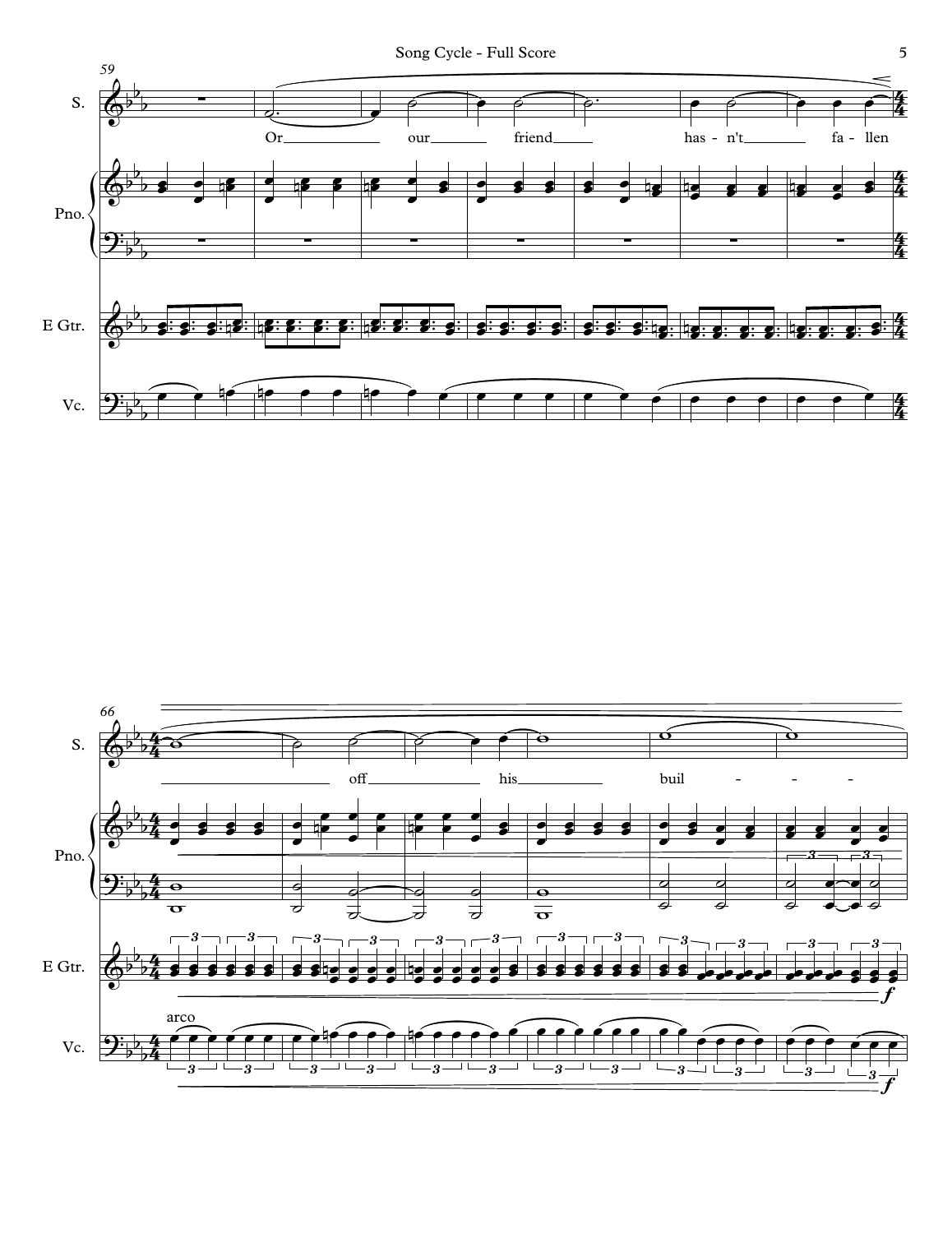59

S.

Or our friend has - n't fa - llen

Pno.

E Gtr.

Vc.

66

S.

off his buil - - -

Pno.

E Gtr.

Vc.

arco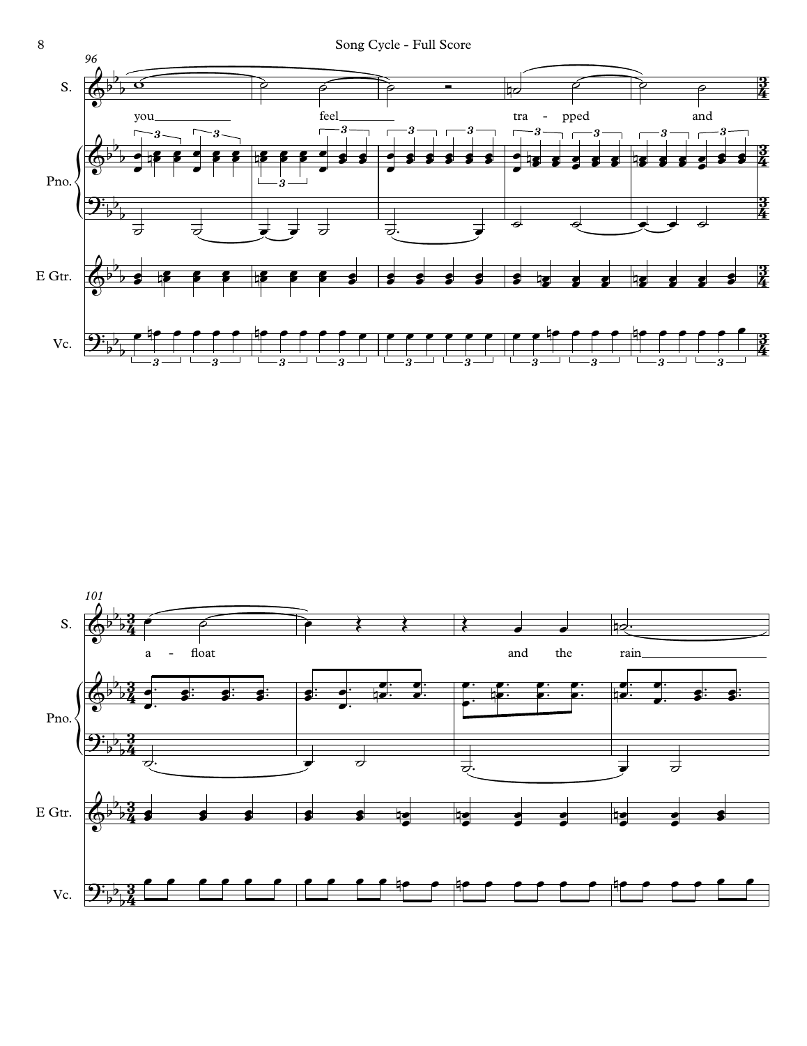96

S. you feel tra - pped and

Pno.

E Gtr.

Vc.

101

S. a - float and the rain

Pno.

E Gtr.

Vc.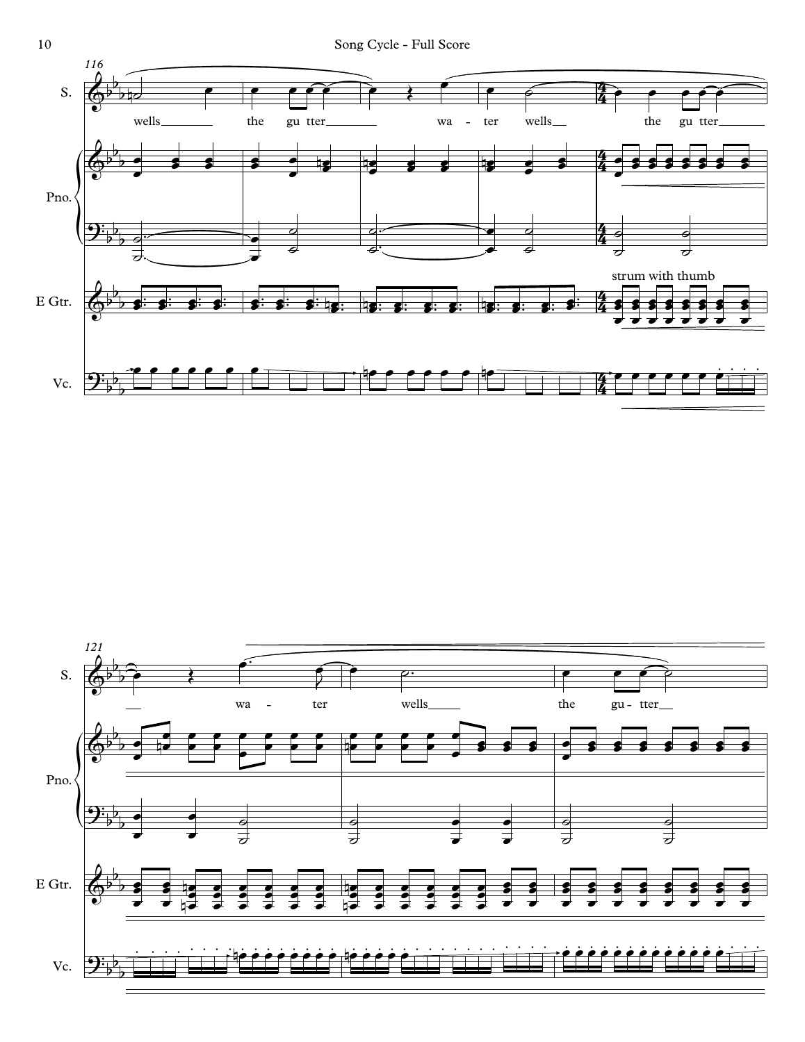116

S.

wells the gu tter wa - ter wells the gu tter

Pno.

E Gtr.

strum with thumb

Vc.

121

S.

wa - ter wells the gu - tter

Pno.

E Gtr.

Vc.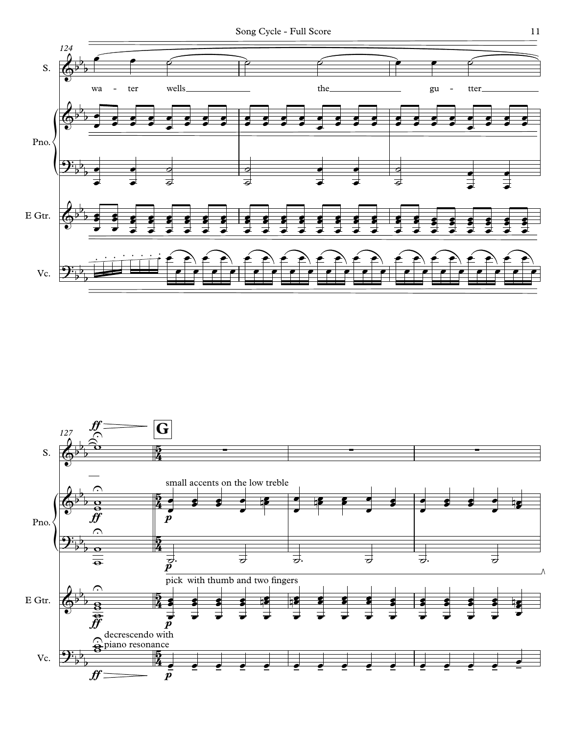124

S.

wa - ter wells the gu - tter

Pno.

E Gtr.

Vc.

127

**G**

S.

*ff*

Pno.

small accents on the low treble

*p*

*ff*

*p*

E Gtr.

pick with thumb and two fingers

*ff*

*p*

Vc.

decrescendo with piano resonance

*ff*

*p*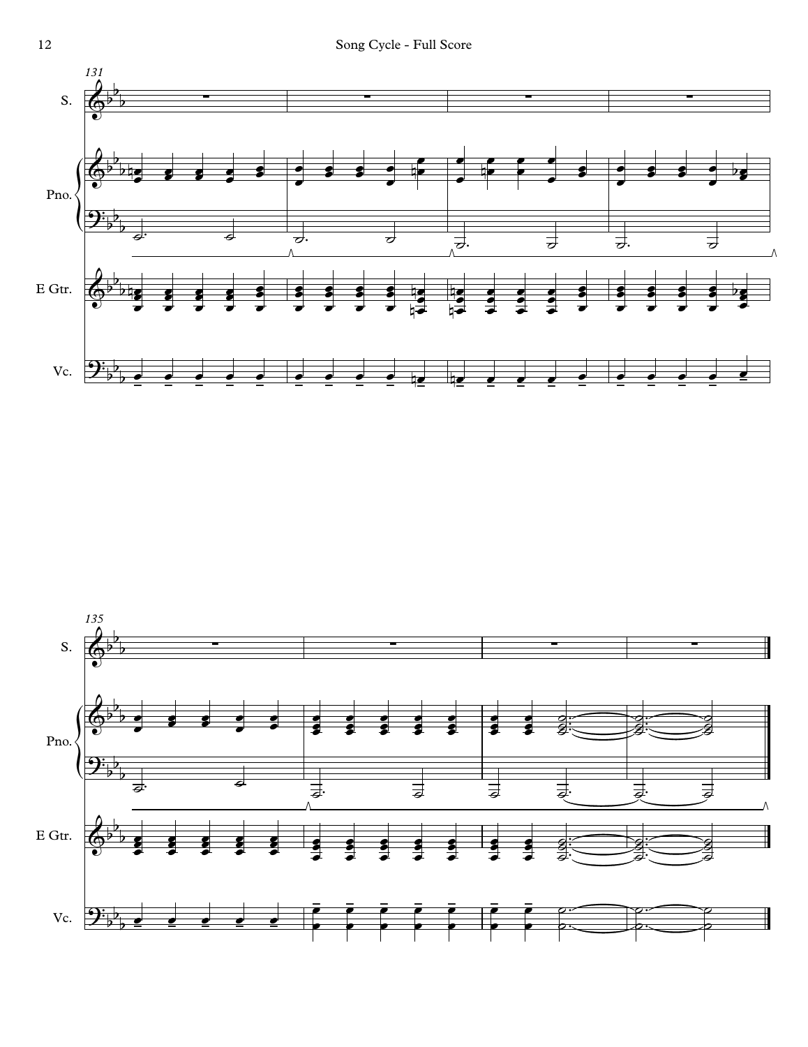131

S.

Pno.

E Gtr.

Vc.

135

S.

Pno.

E Gtr.

Vc.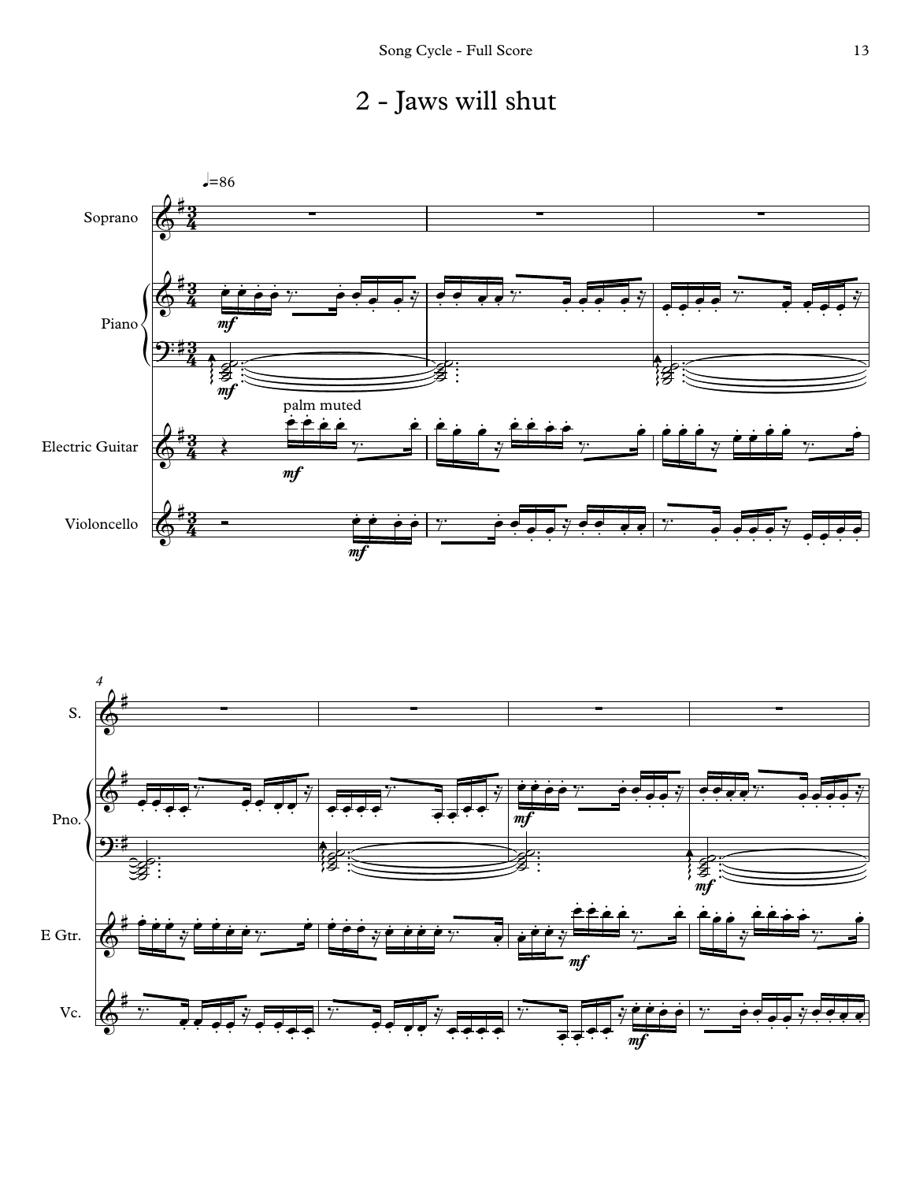# 2 - Jaws will shut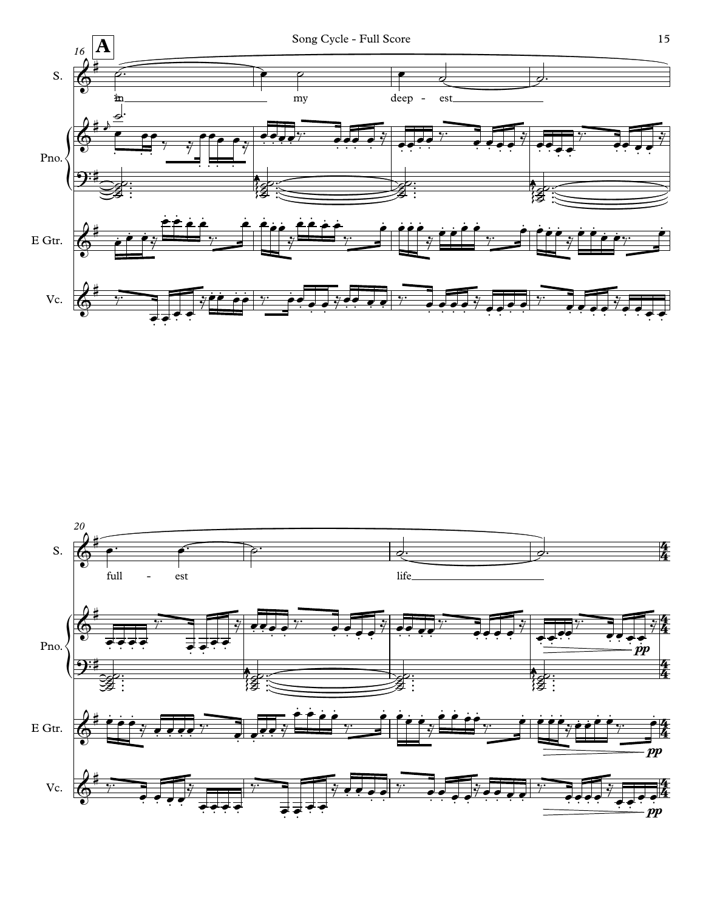**A**

16

S. — In my deep - est

Pno.

E Gtr.

Vc.

20

S. — full - est life

Pno. — *pp*

E Gtr. — *pp*

Vc. — *pp*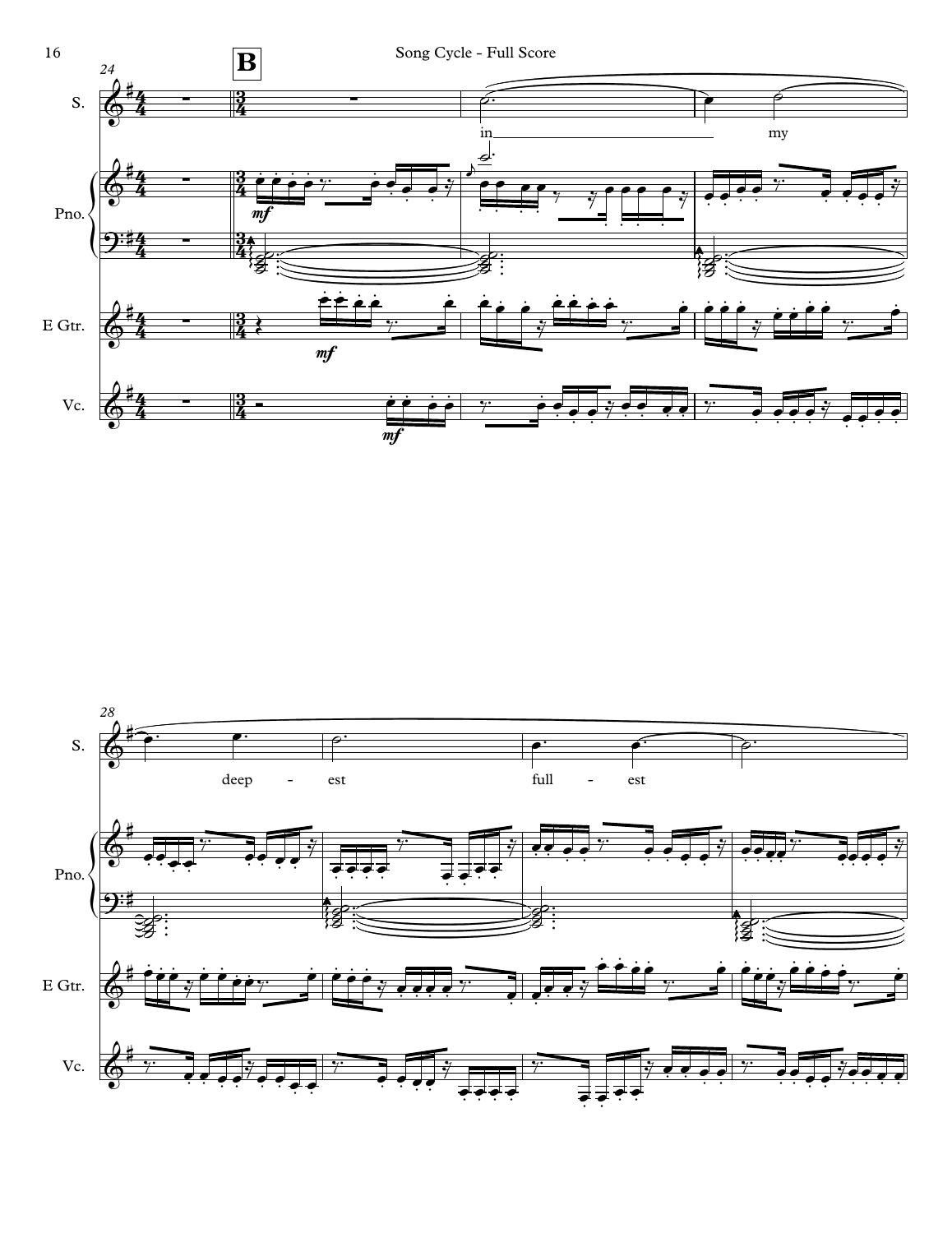**B**

S.

Pno.

E Gtr.

Vc.

in my

deep - est full - est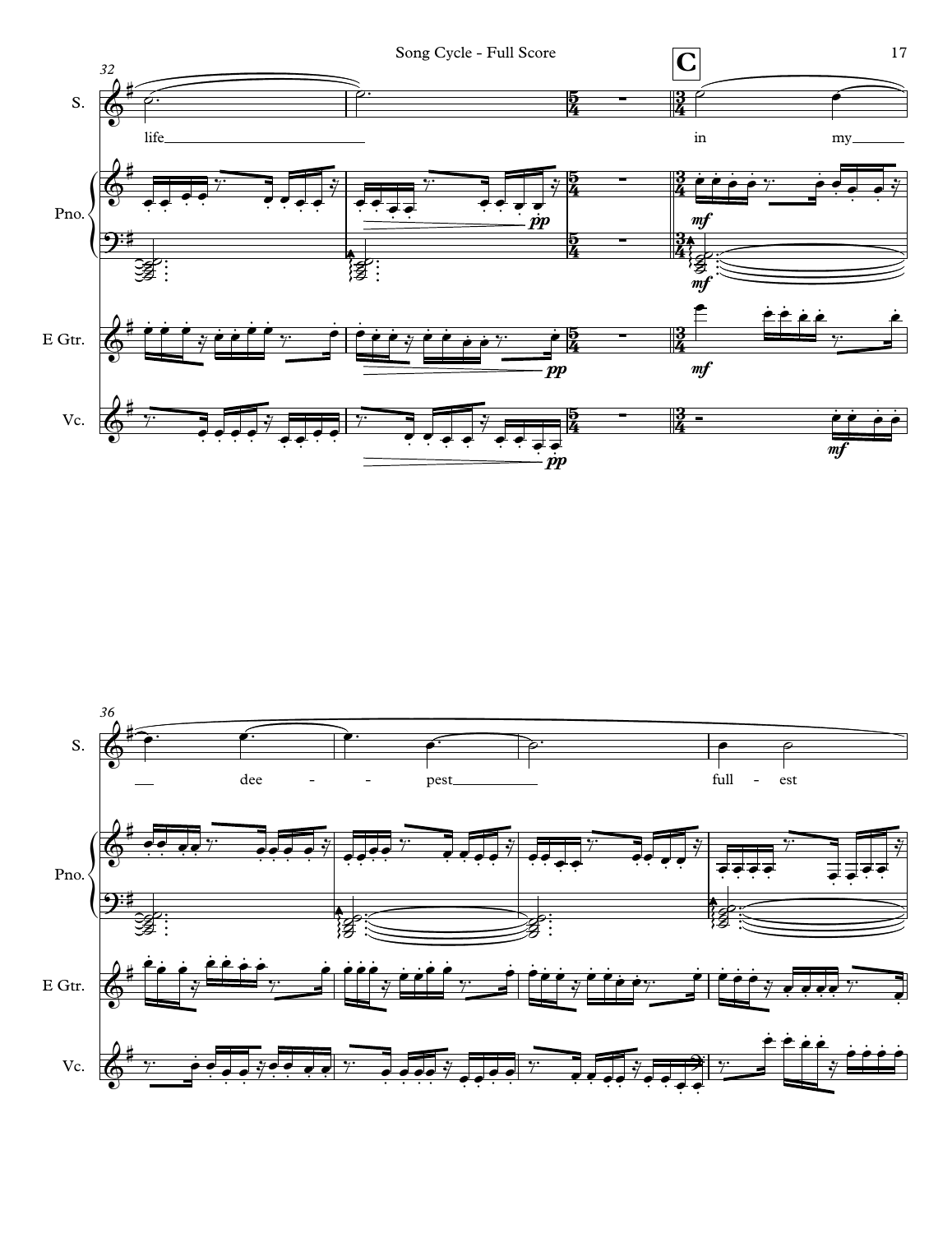**C**

S.: life ___ in my ___ dee - - pest ___ full - est

Pno.

E Gtr.

Vc.

*mf* *pp*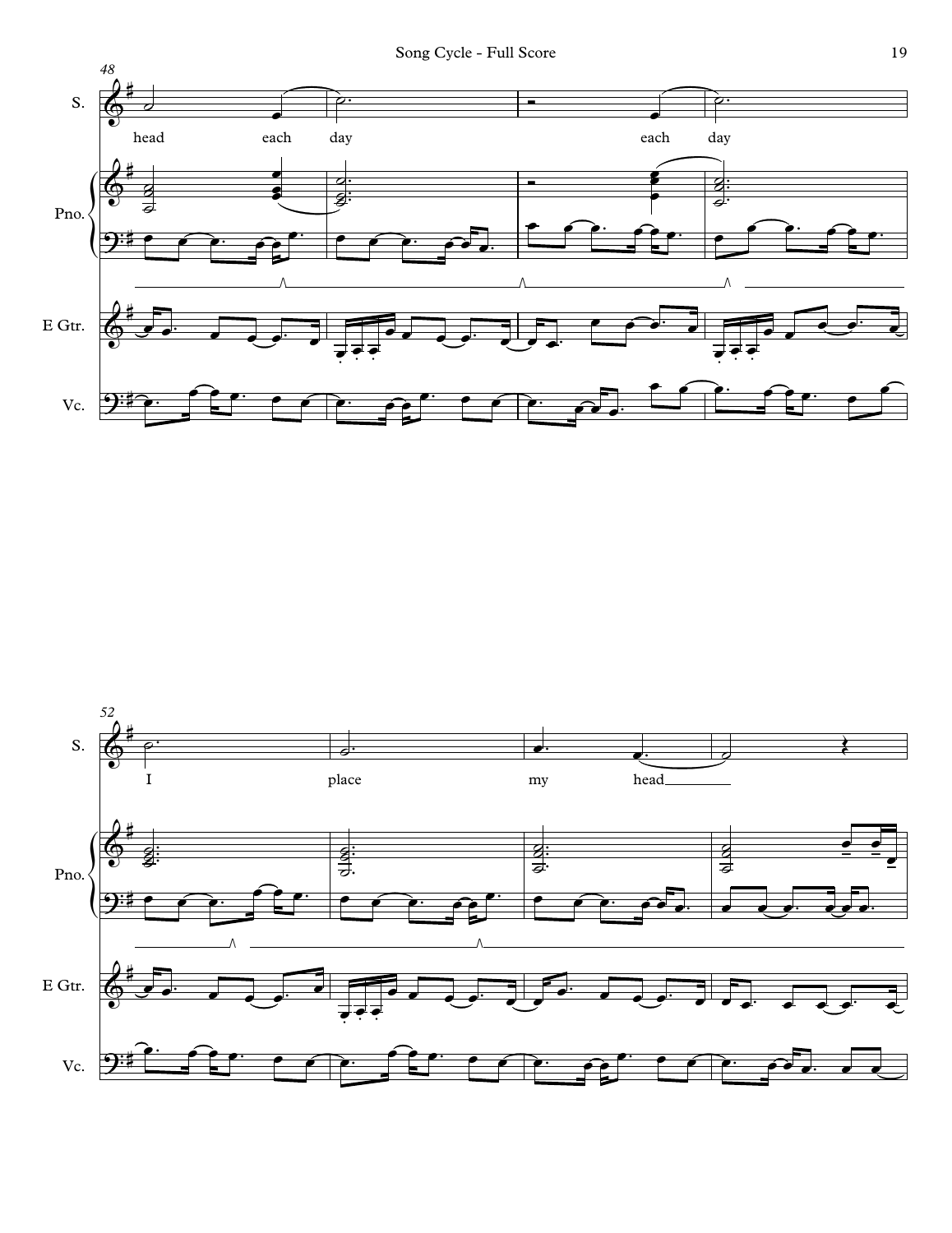S.

head each day each day

Pno.

E Gtr.

Vc.

S.

I place my head

Pno.

E Gtr.

Vc.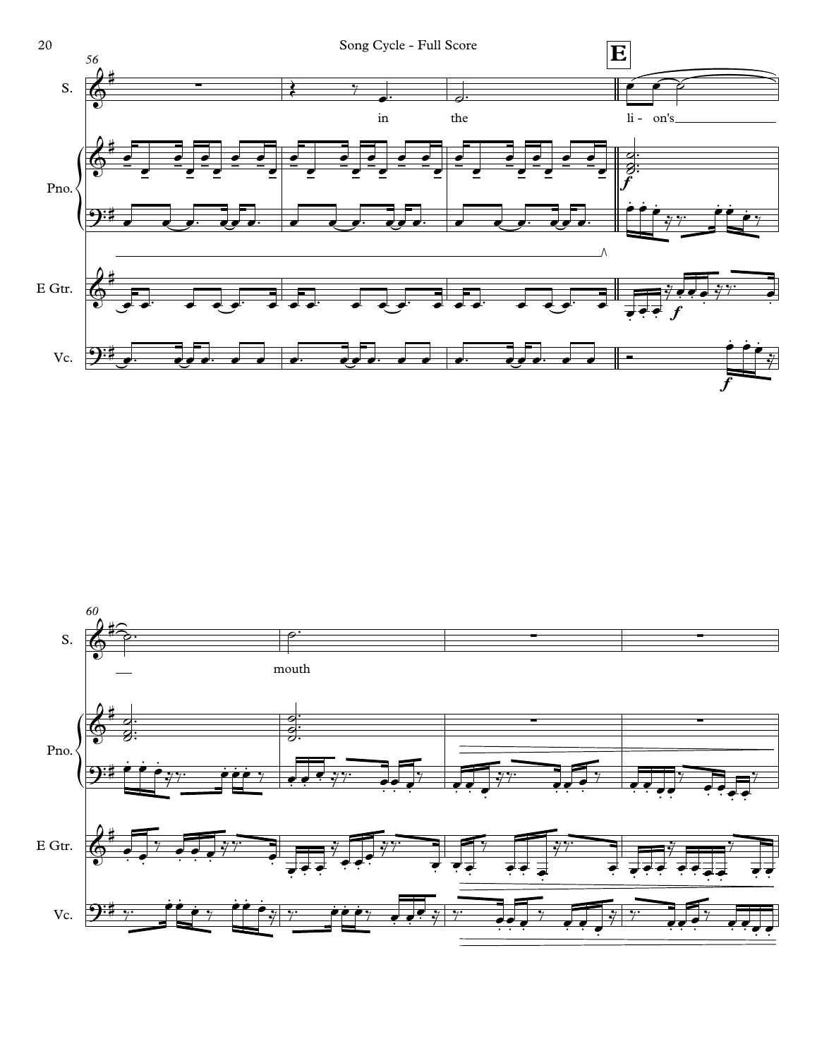**E**

S.

Pno.

E Gtr.

Vc.

in the li - on's mouth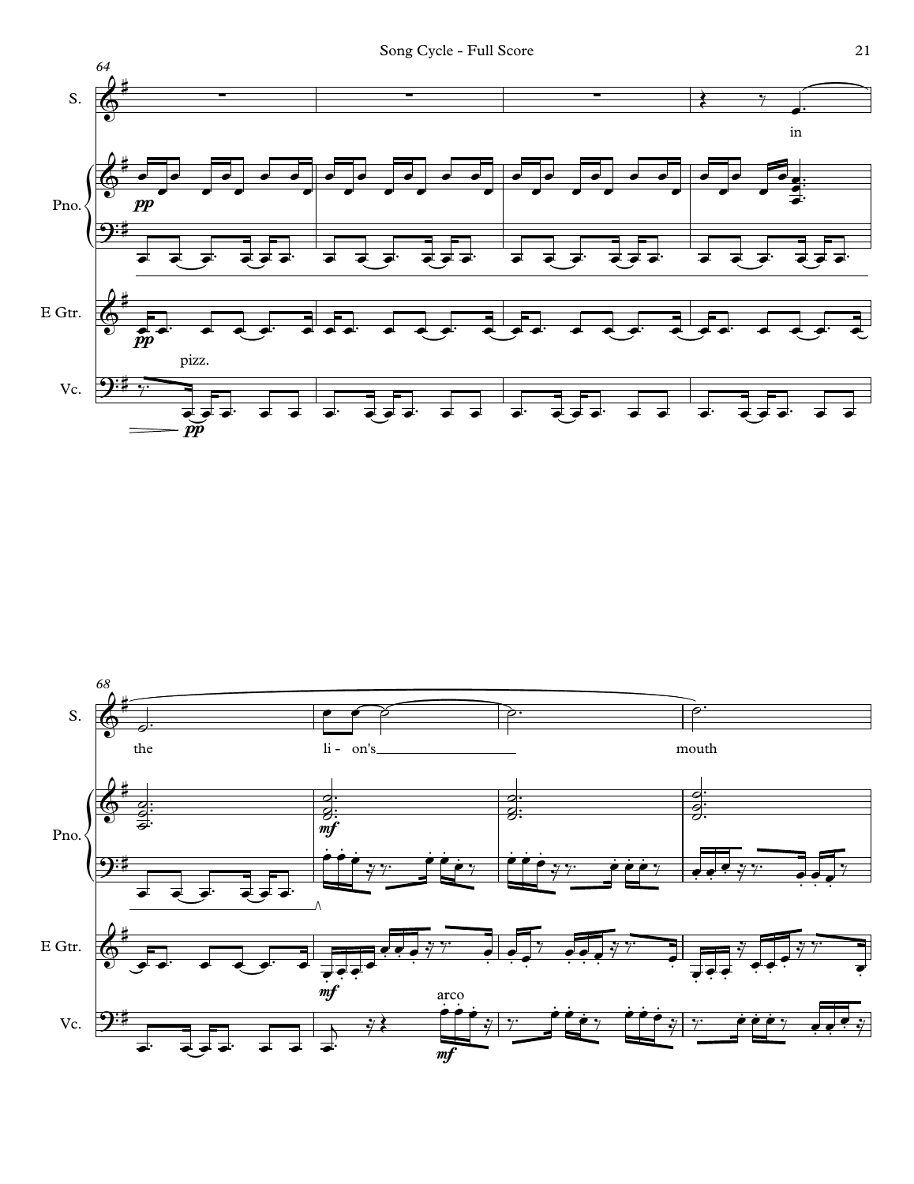64

S.

Pno.

E Gtr.

Vc.

*pp*

*pp*

pizz.

*pp*

in

68

S.

Pno.

E Gtr.

Vc.

the li - on's mouth

*mf*

*mf*

arco

*mf*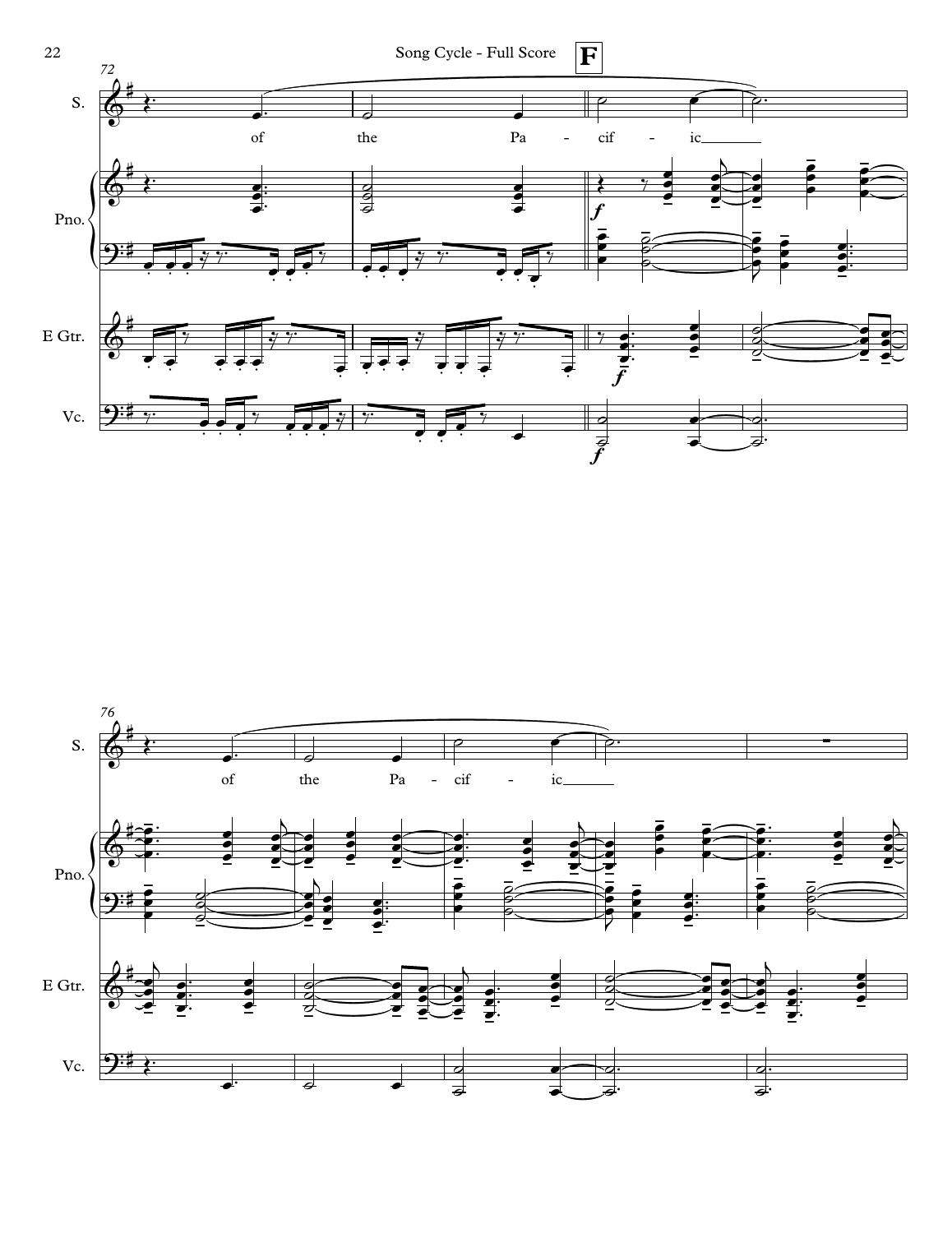**F**

72

S.

of the Pa - cif - ic

Pno.

E Gtr.

Vc.

76

S.

of the Pa - cif - ic

Pno.

E Gtr.

Vc.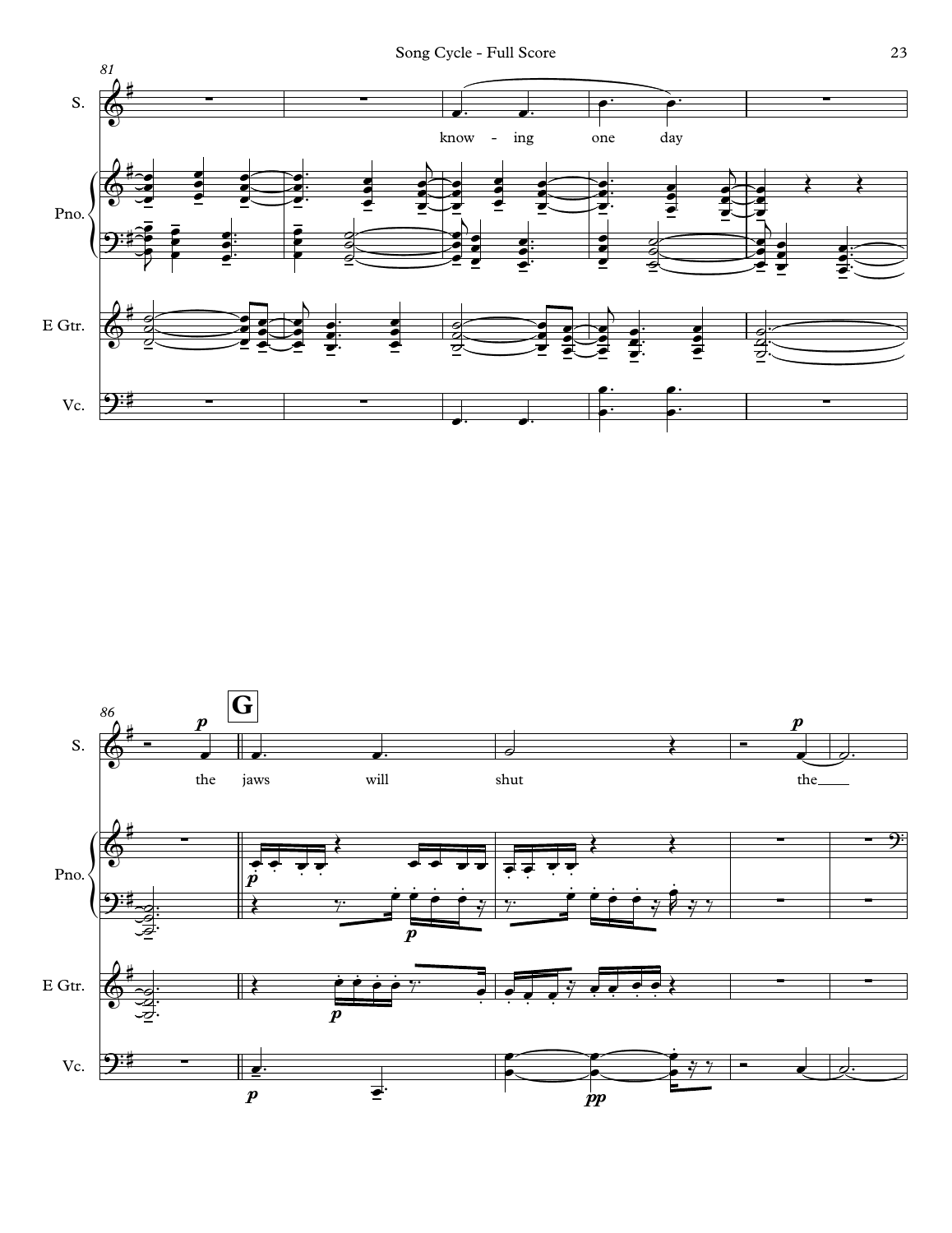81

S.

knowing one day

Pno.

E Gtr.

Vc.

86

**G**

S.

*p*

the jaws will shut

*p*

the

Pno.

*p*

*p*

E Gtr.

*p*

Vc.

*p*

*pp*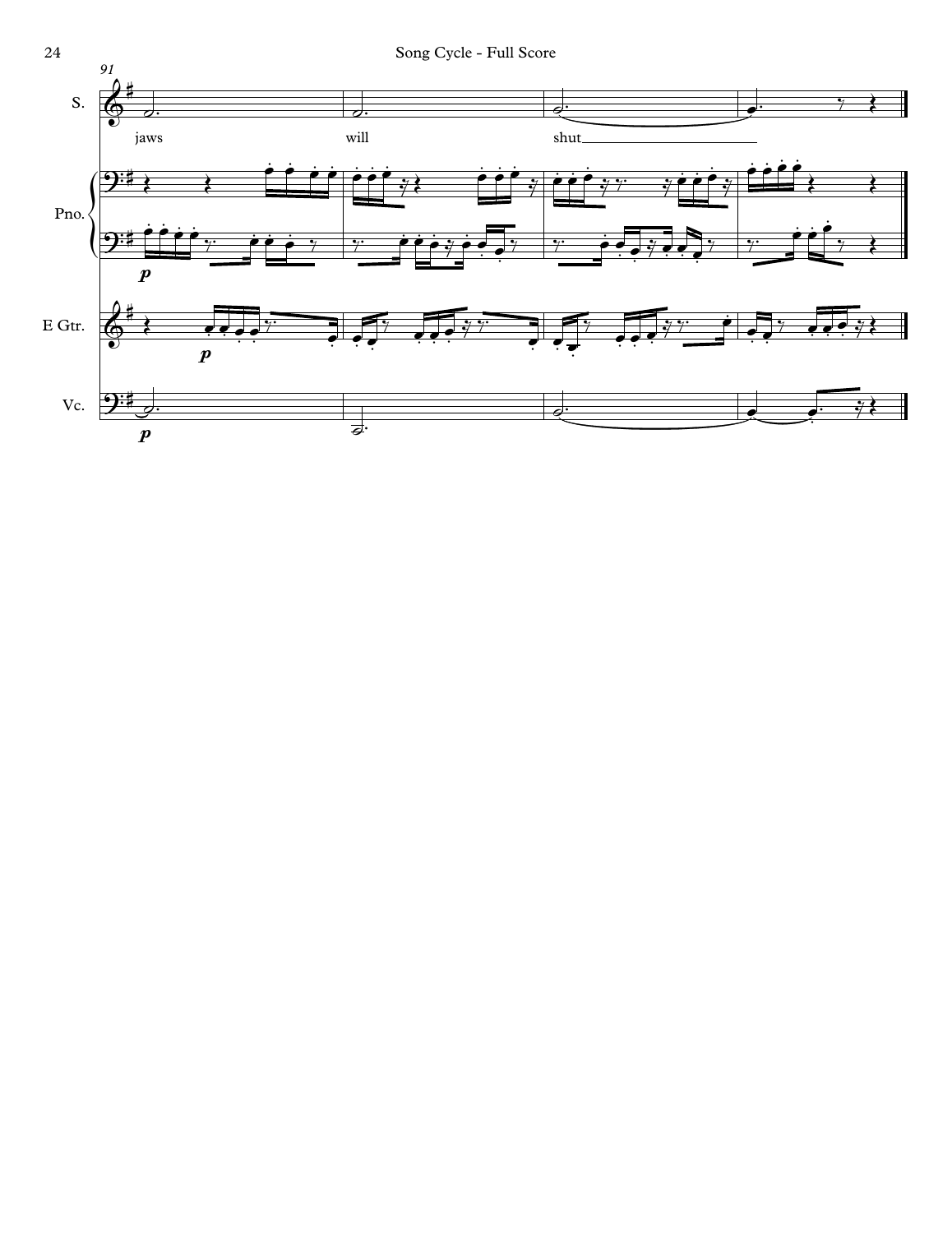S.

jaws will shut

Pno.

E Gtr.

Vc.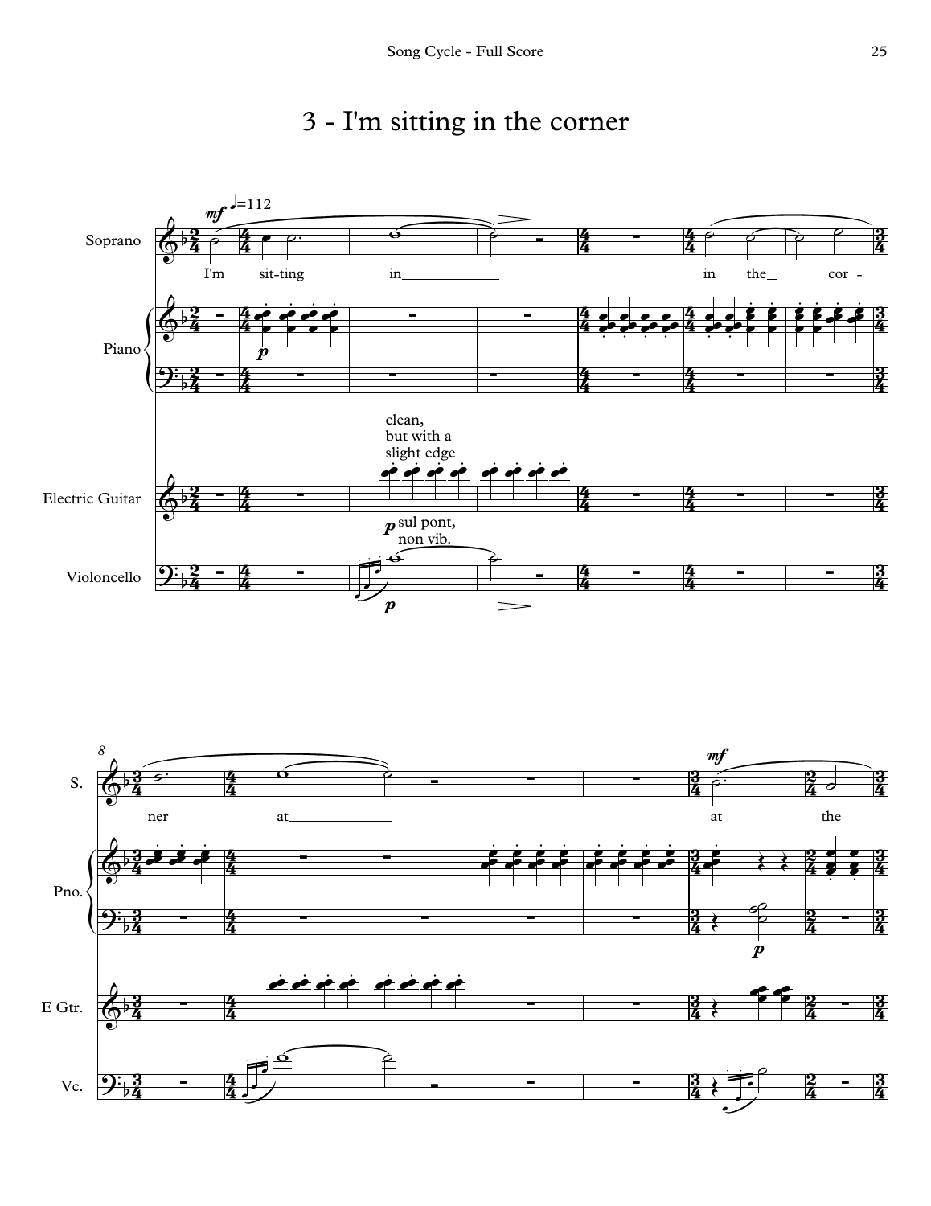# 3 - I'm sitting in the corner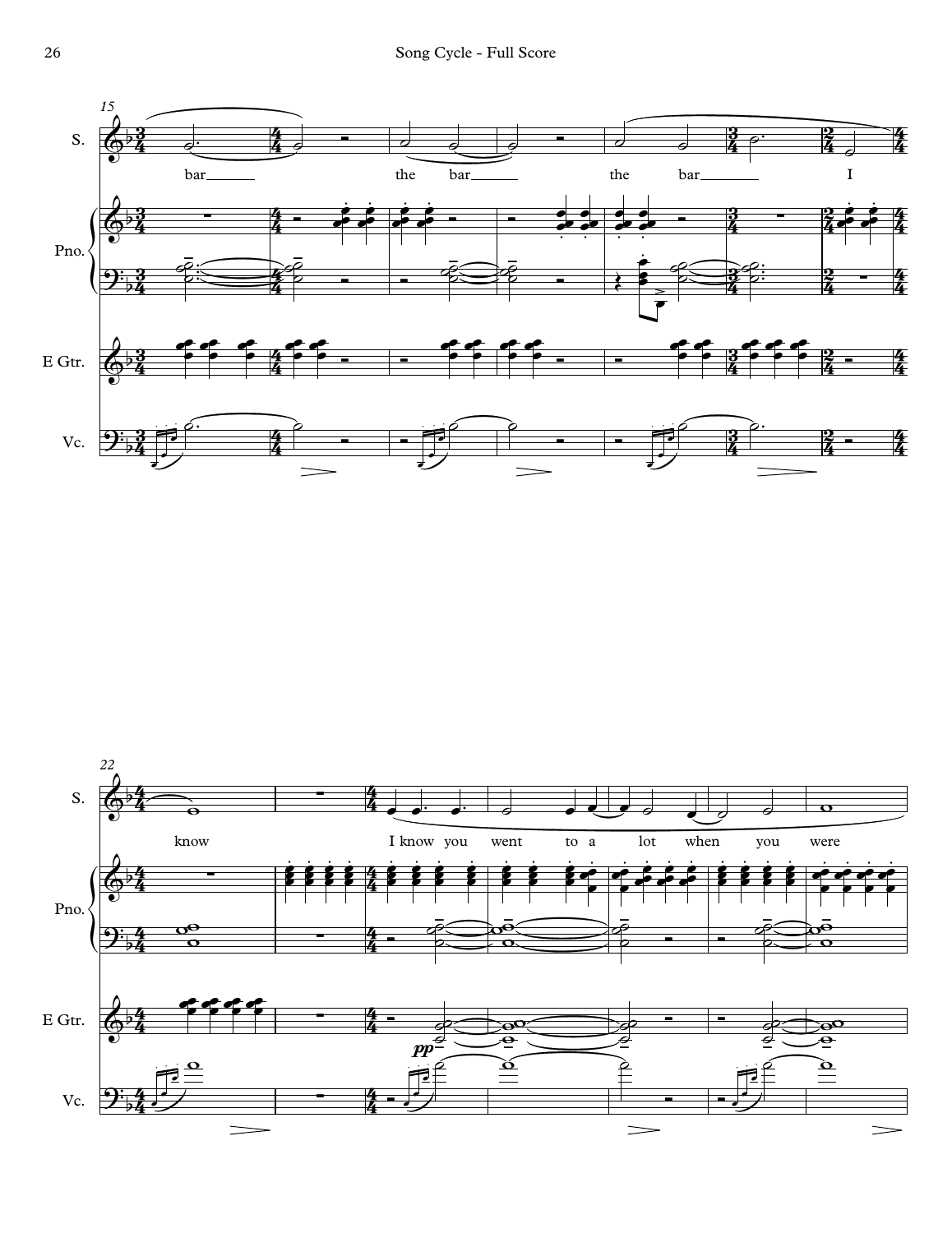S.

Pno.

E Gtr.

Vc.

bar the bar the bar I

know I know you went to a lot when you were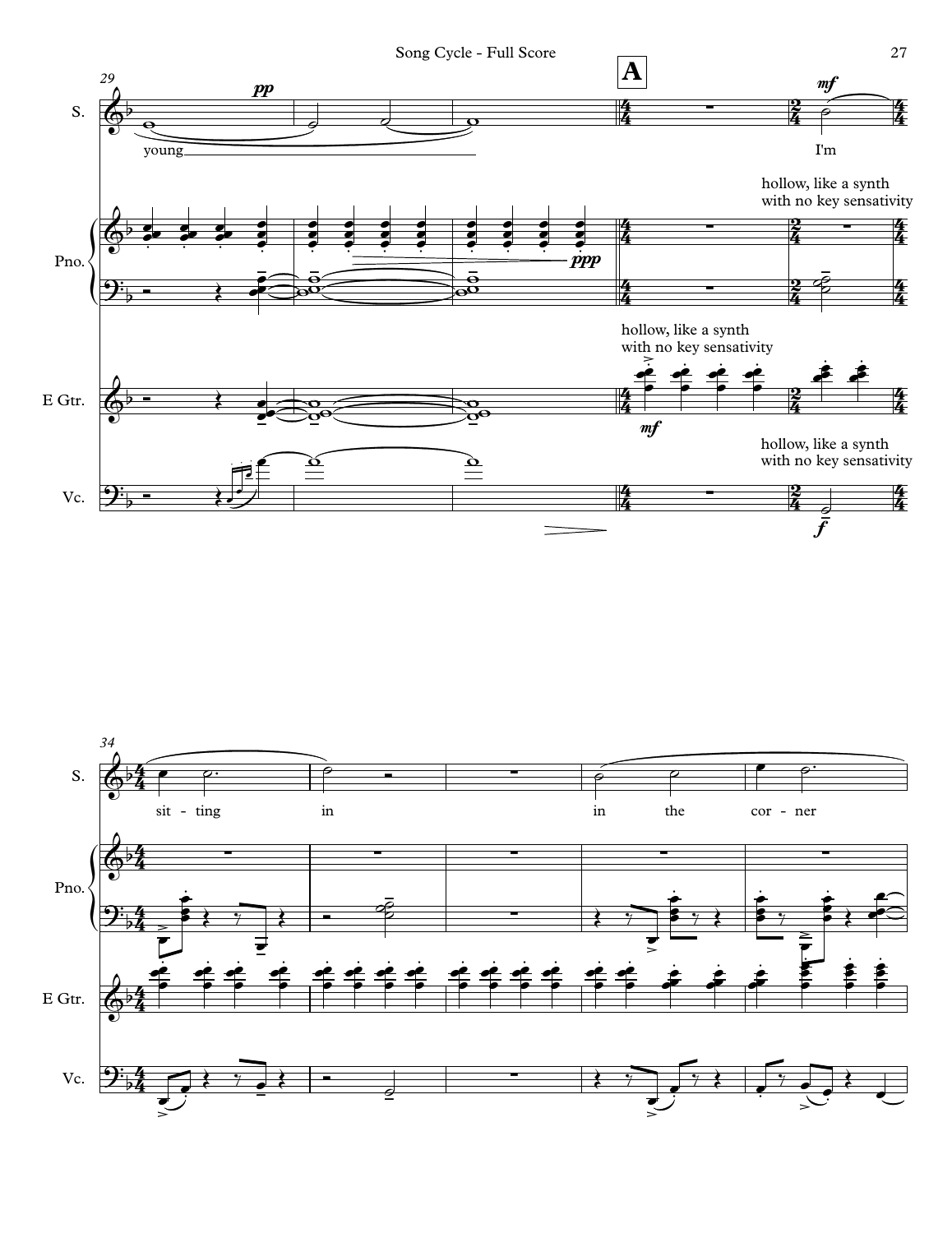**A**

S.: young — I'm — sit - ting in — in the cor - ner

Pno.: *pp* … *ppp* — hollow, like a synth with no key sensativity

E Gtr.: hollow, like a synth with no key sensativity — *mf*

Vc.: hollow, like a synth with no key sensativity — *f*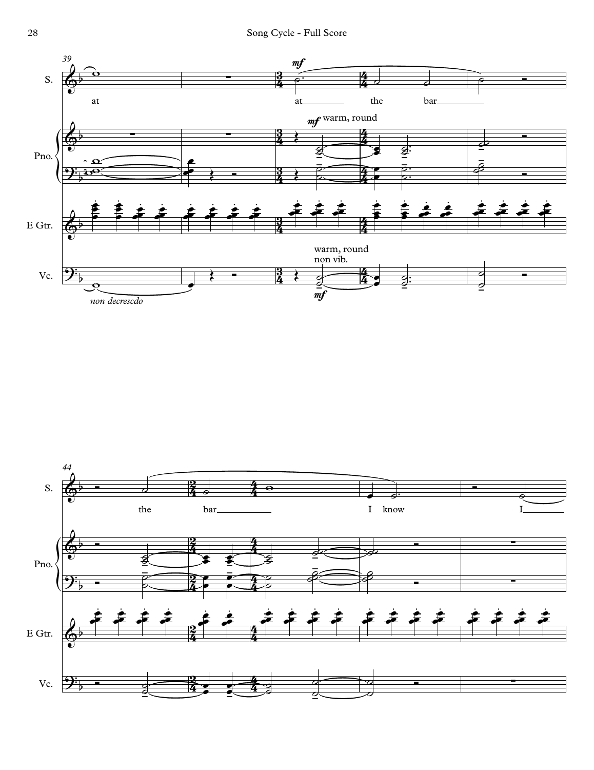S.

at

at the bar

Pno.

*mf* warm, round

E Gtr.

Vc.

*non decrescdo*

warm, round
non vib.

*mf*

S.

the bar I know I

Pno.

E Gtr.

Vc.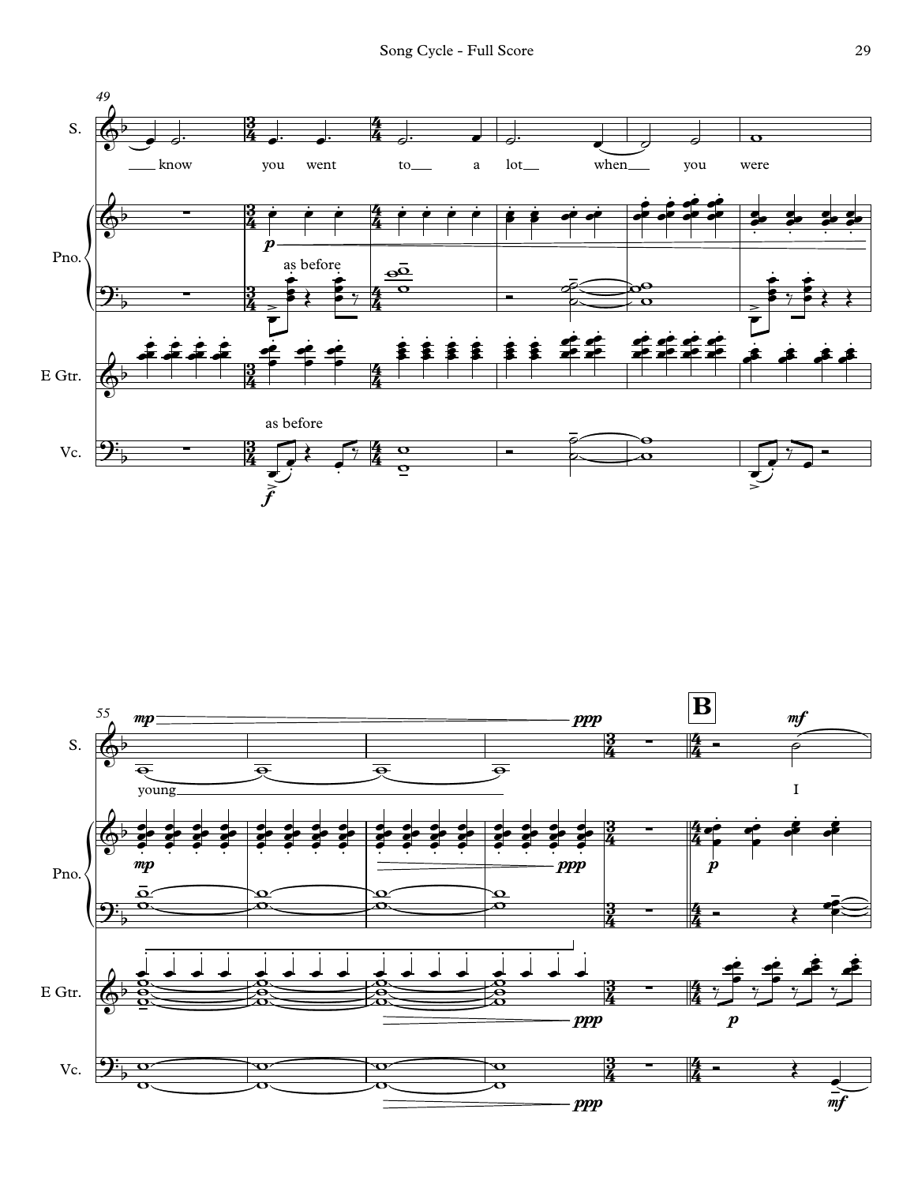49

S.

know you went to a lot when you were

Pno.

*p*

as before

E Gtr.

as before

Vc.

*f*

55

**B**

S.

*mp* *ppp* *mf*

young I

Pno.

*mp* *ppp* *p*

E Gtr.

*ppp* *p*

Vc.

*ppp* *mf*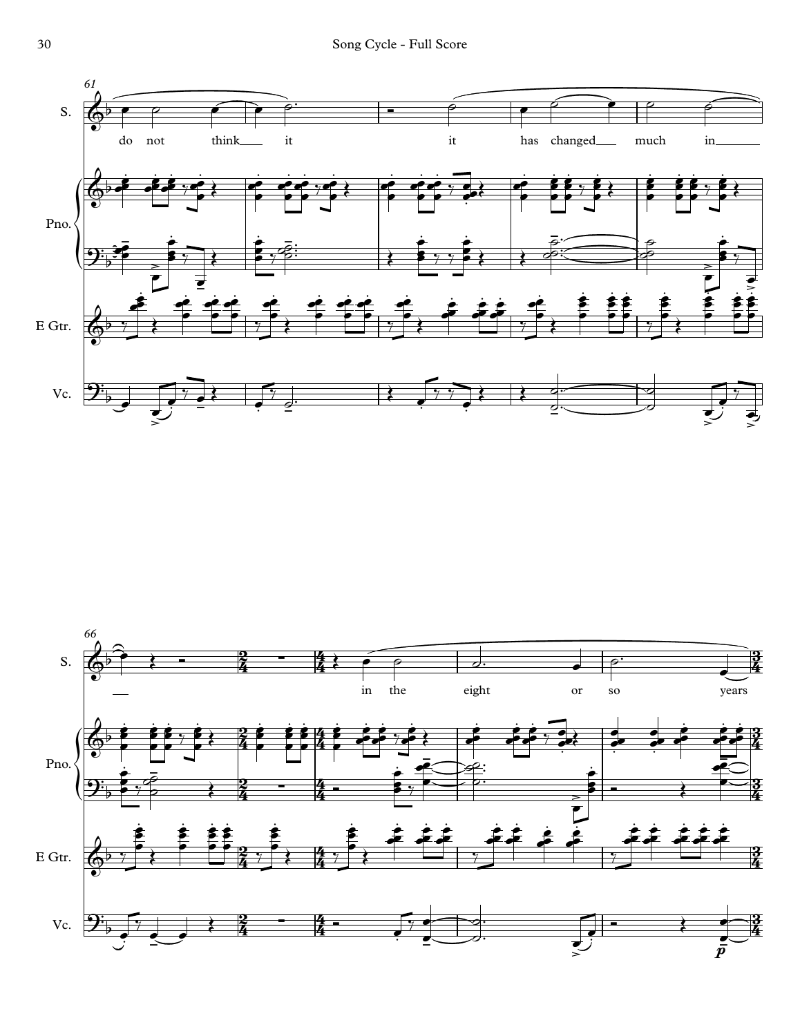S.

do not think it it has changed much in

Pno.

E Gtr.

Vc.

S.

in the eight or so years

Pno.

E Gtr.

Vc.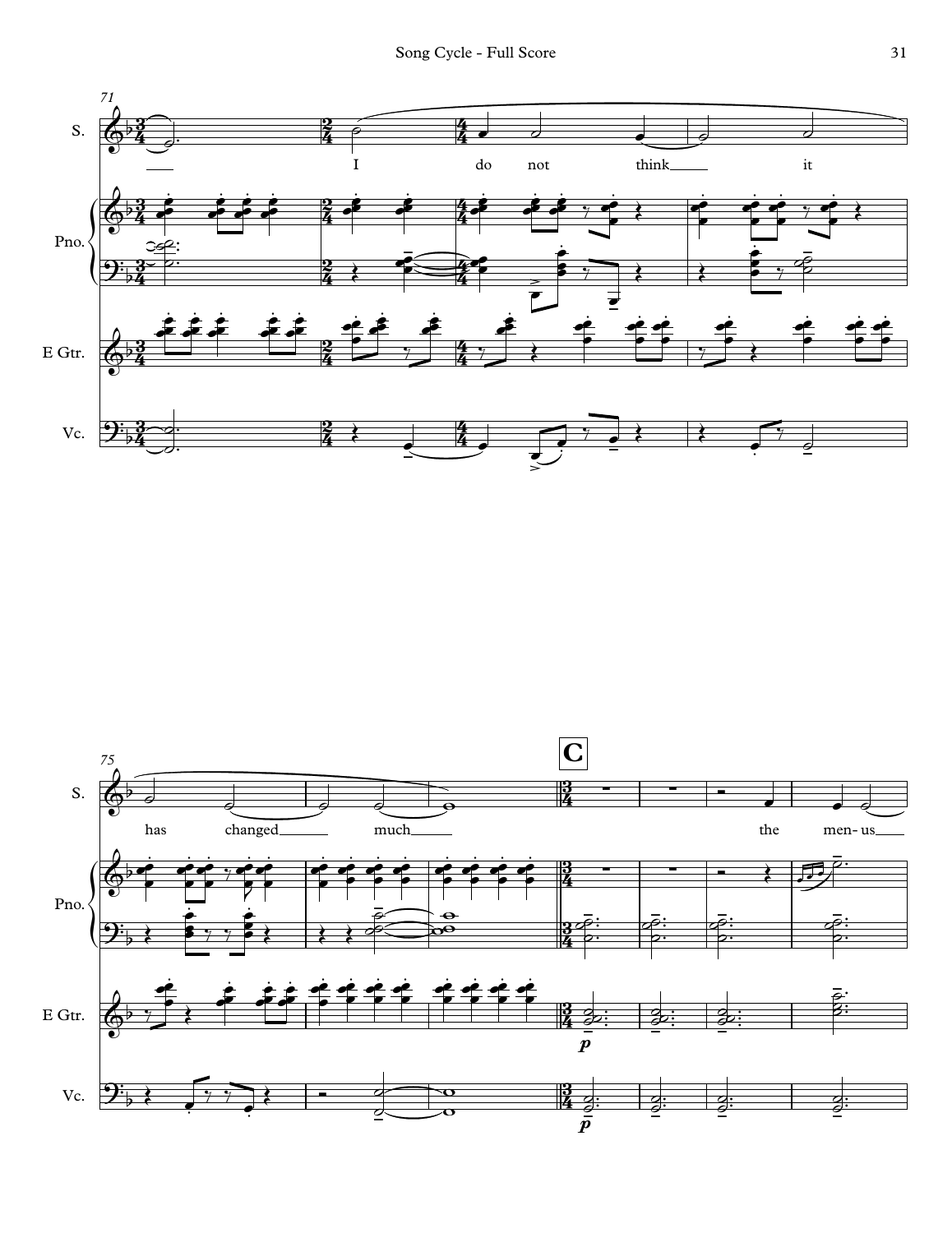71

S. — I do not think it

Pno.

E Gtr.

Vc.

75

**C**

S. — has changed much the men- us

Pno.

E Gtr. — *p*

Vc. — *p*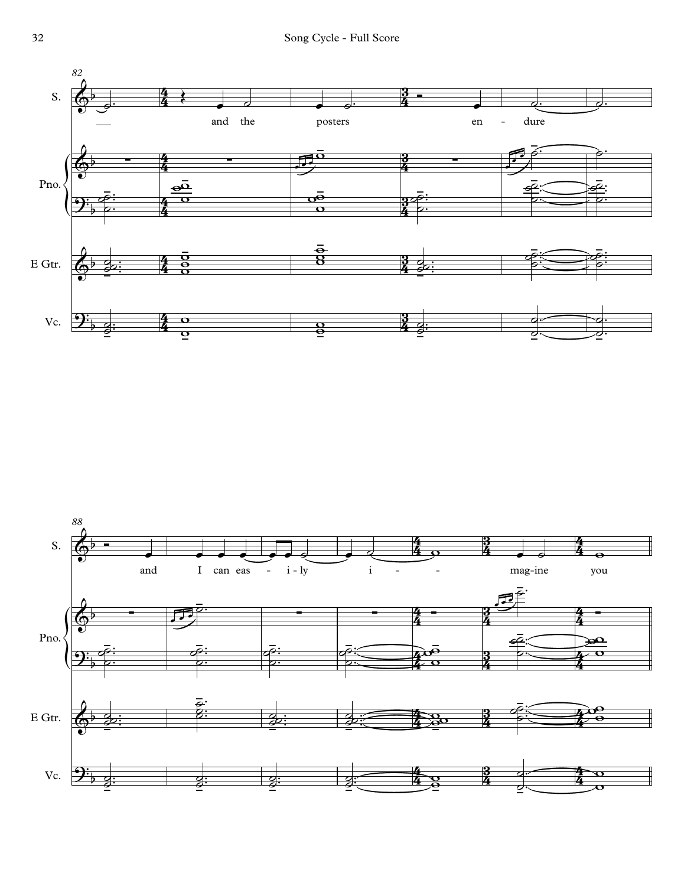82

S.

and the posters en - dure

Pno.

E Gtr.

Vc.

88

S.

and I can eas - i - ly i - mag-ine you

Pno.

E Gtr.

Vc.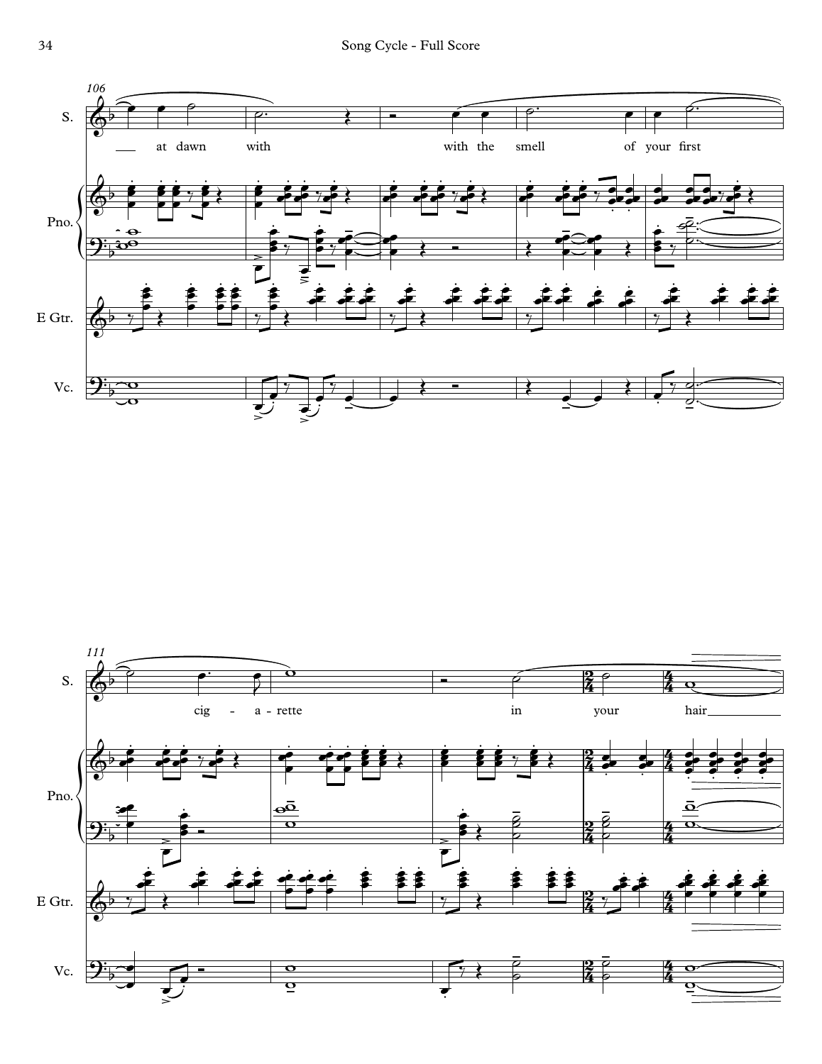S.

Pno.

E Gtr.

Vc.

106

at dawn with with the smell of your first

111

cig - a - rette in your hair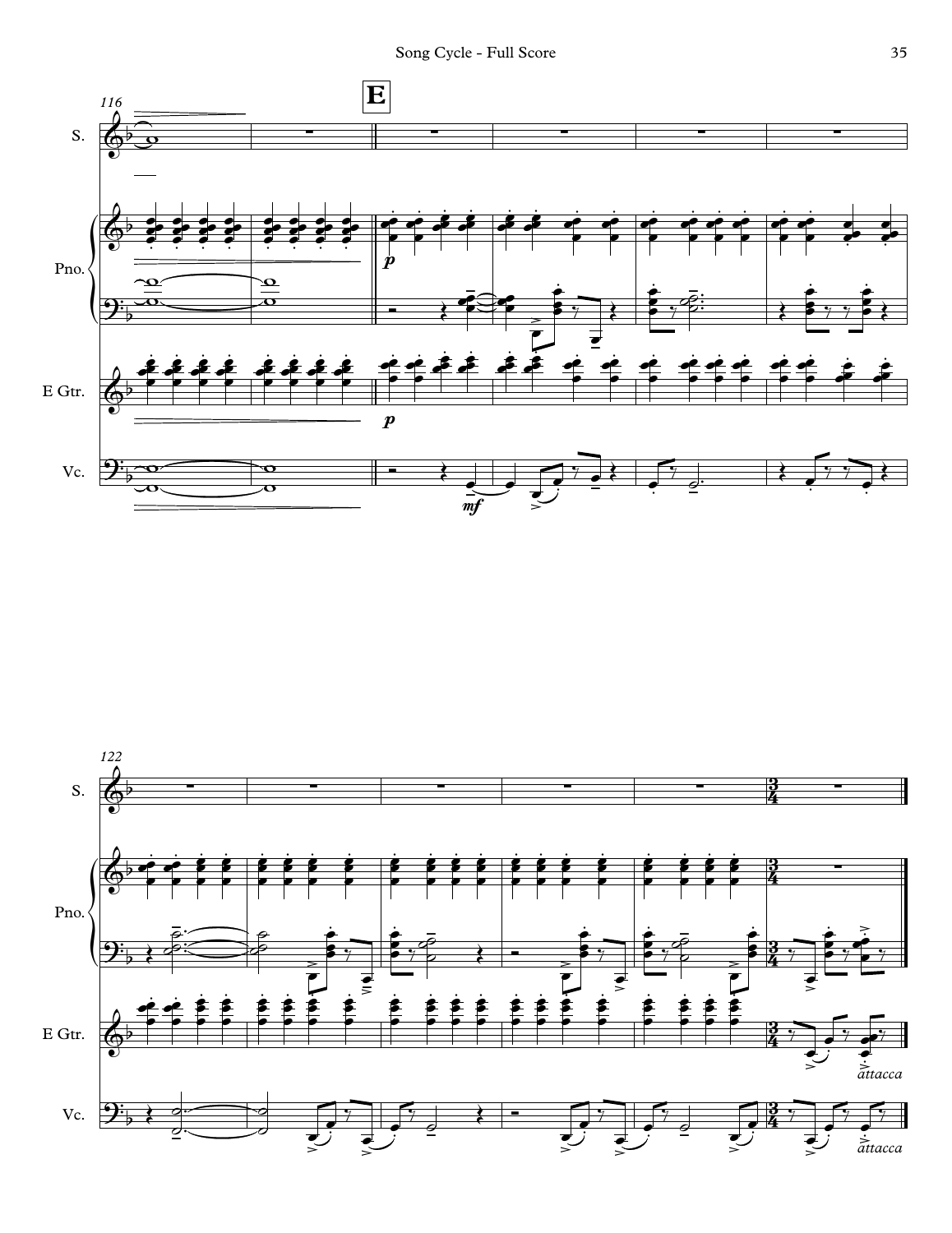116

**E**

S.

Pno.

*p*

E Gtr.

*p*

Vc.

*mf*

122

S.

Pno.

E Gtr.

*attacca*

Vc.

*attacca*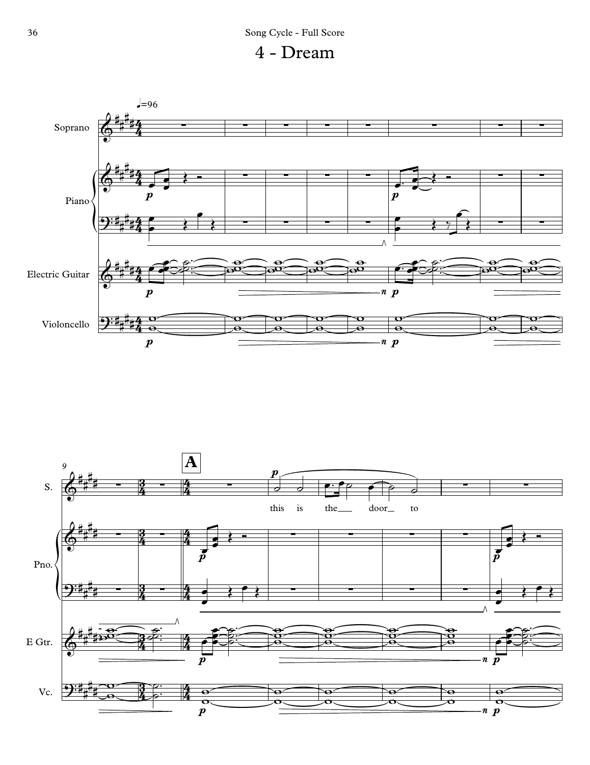# 4 - Dream

♩=96

Soprano

Piano

Electric Guitar

Violoncello

**A**

this is the door to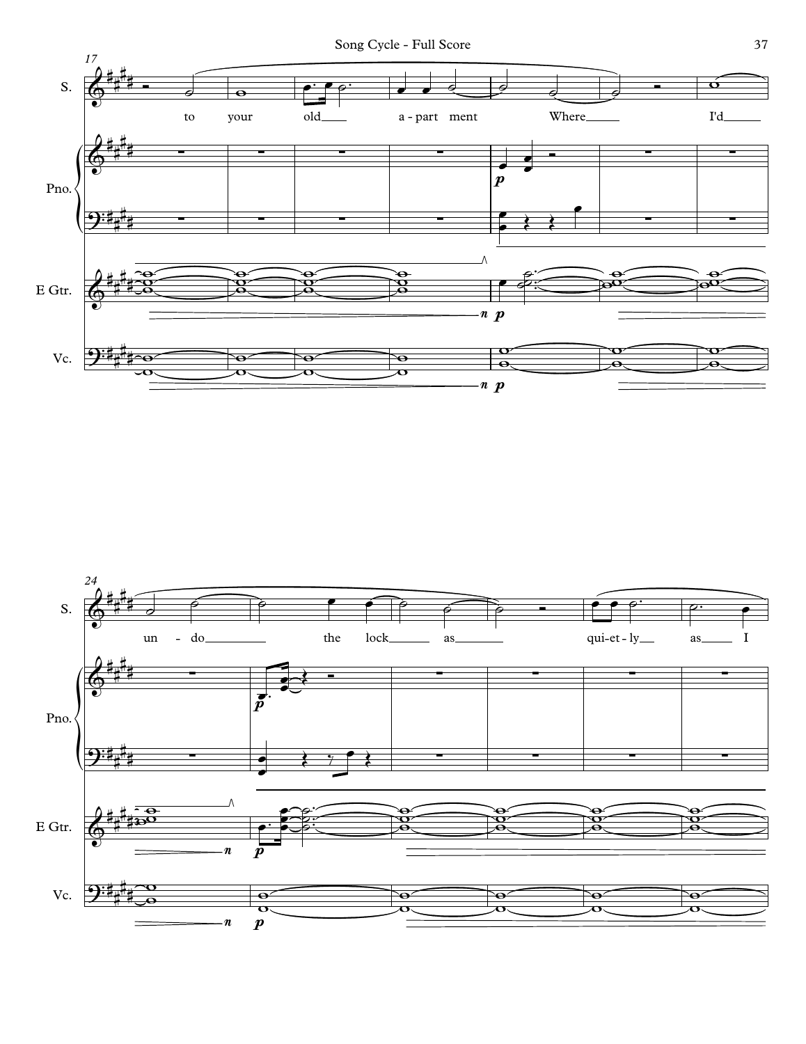17

S.

to your old a - part ment Where I'd

Pno.

E Gtr.

Vc.

24

S.

un - do the lock as qui-et - ly as I

Pno.

E Gtr.

Vc.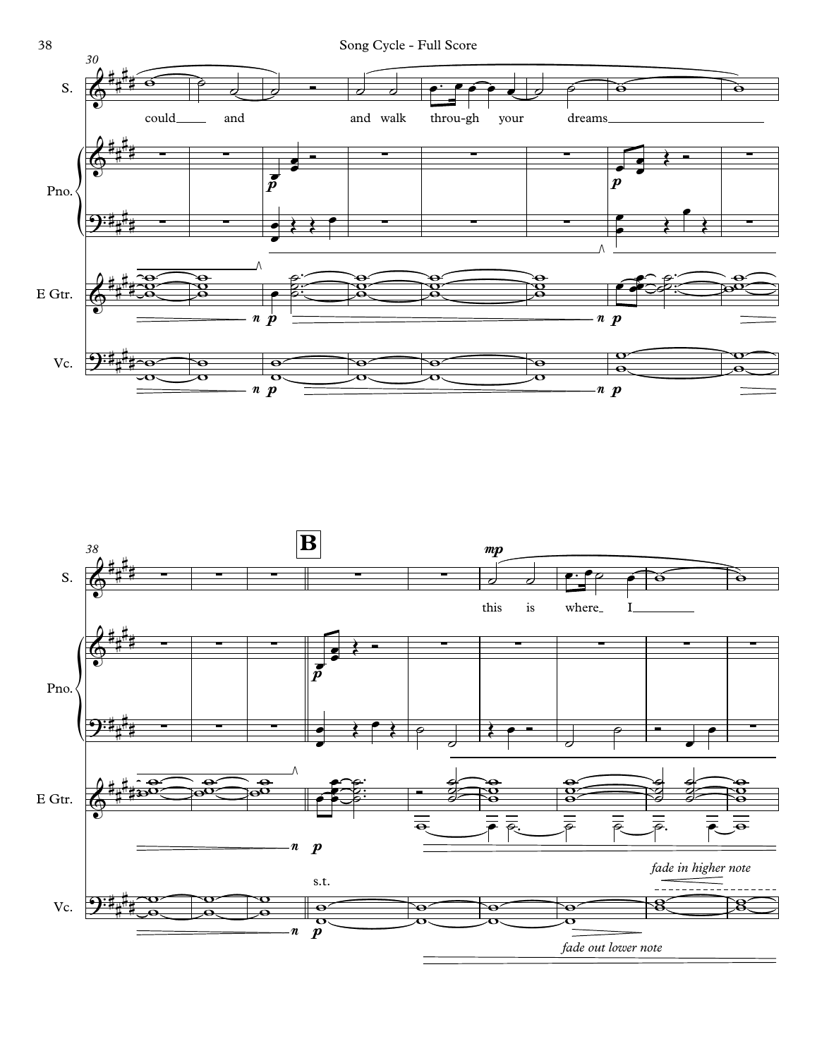30

S.

could and and walk throu-gh your dreams

Pno.

E Gtr.

Vc.

38

**B**

S.

*mp*

this is where I

Pno.

E Gtr.

s.t.

Vc.

*fade in higher note*

*fade out lower note*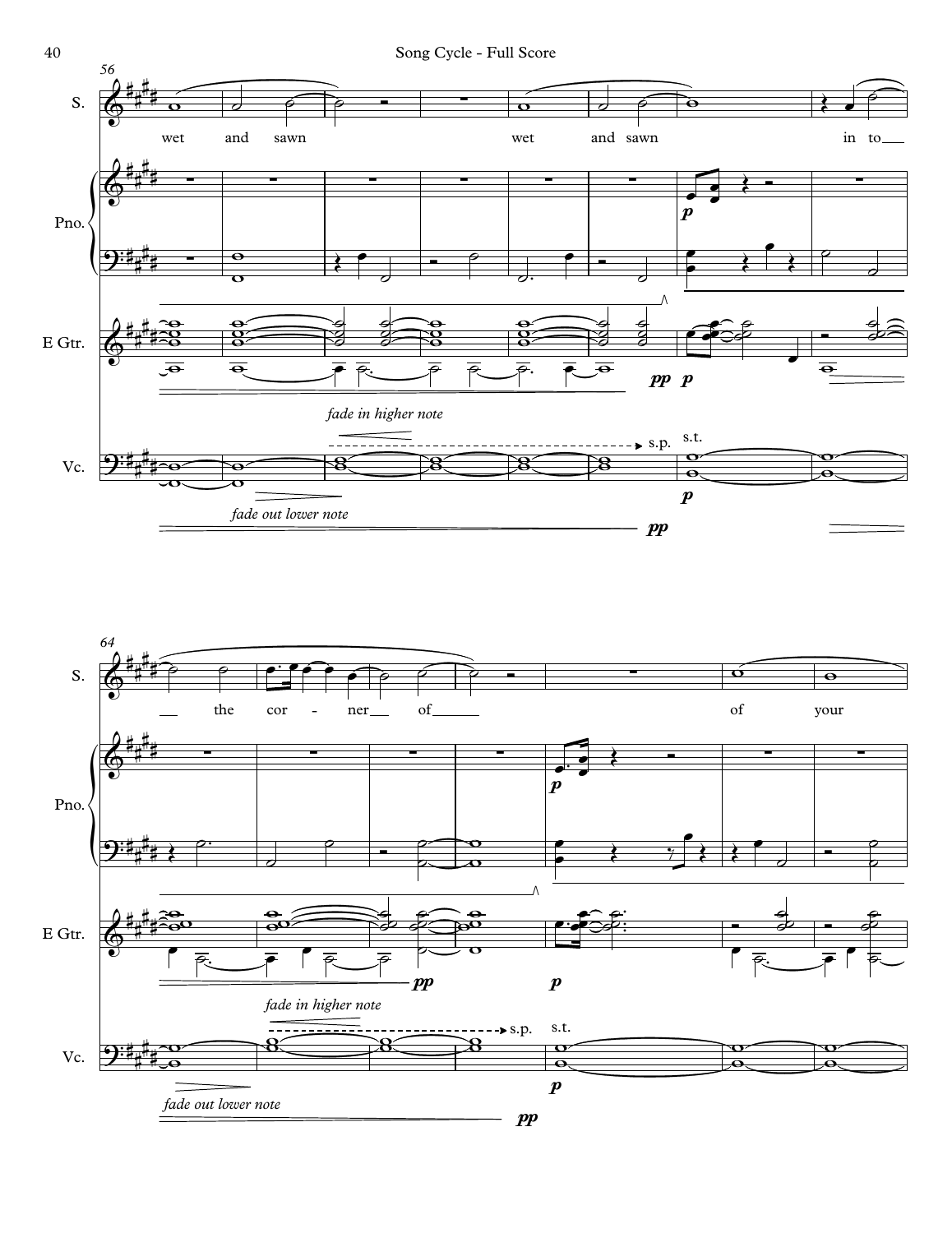56

S.

wet and sawn wet and sawn in to

Pno.

*p*

E Gtr.

*pp* *p*

*fade in higher note*

Vc.

s.p. s.t.

*p*

*fade out lower note*

*pp*

64

S.

the cor - ner of of your

Pno.

*p*

E Gtr.

*pp* *p*

*fade in higher note*

Vc.

s.p. s.t.

*p*

*fade out lower note*

*pp*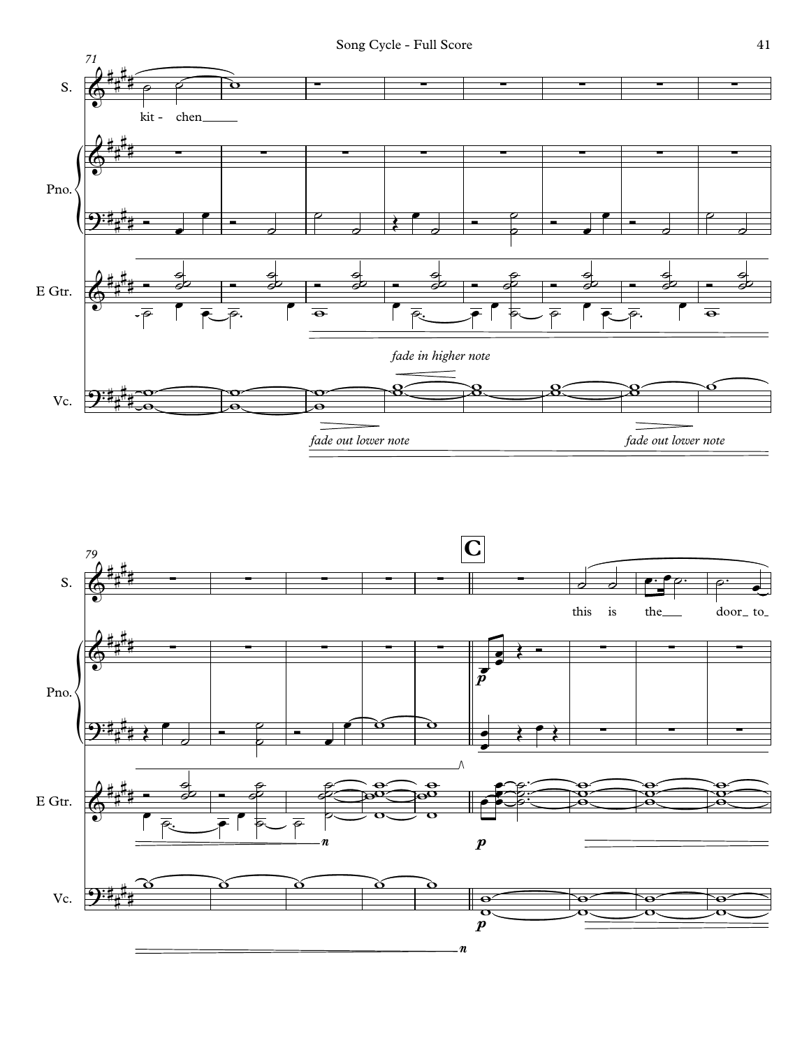71

S.

kit - chen

Pno.

E Gtr.

*fade in higher note*

Vc.

*fade out lower note*

*fade out lower note*

79

**C**

S.

this is the door to

Pno.

*p*

E Gtr.

*p*

Vc.

*p*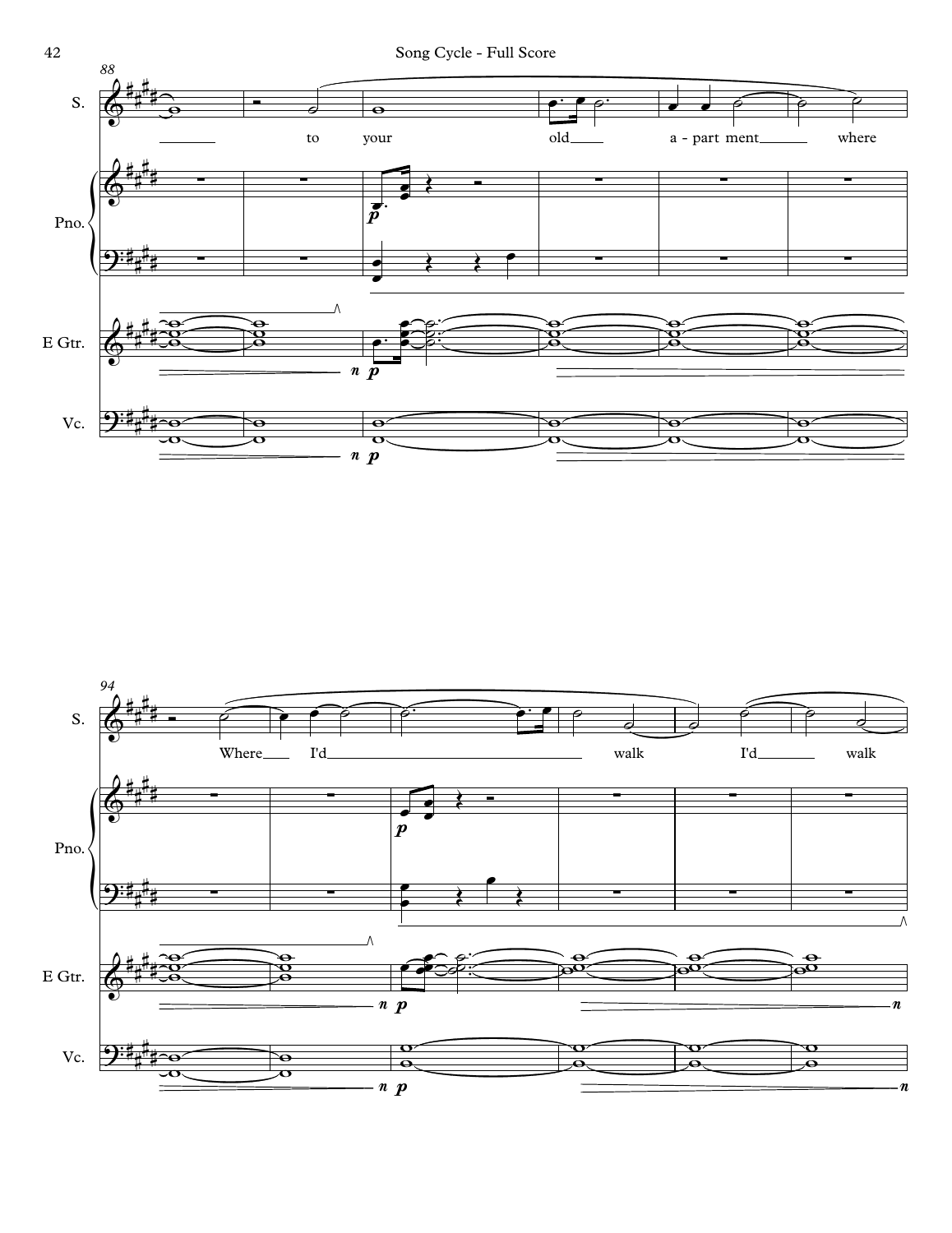S.

to your old a - part ment where

Pno.

E Gtr.

Vc.

S.

Where I'd walk I'd walk

Pno.

E Gtr.

Vc.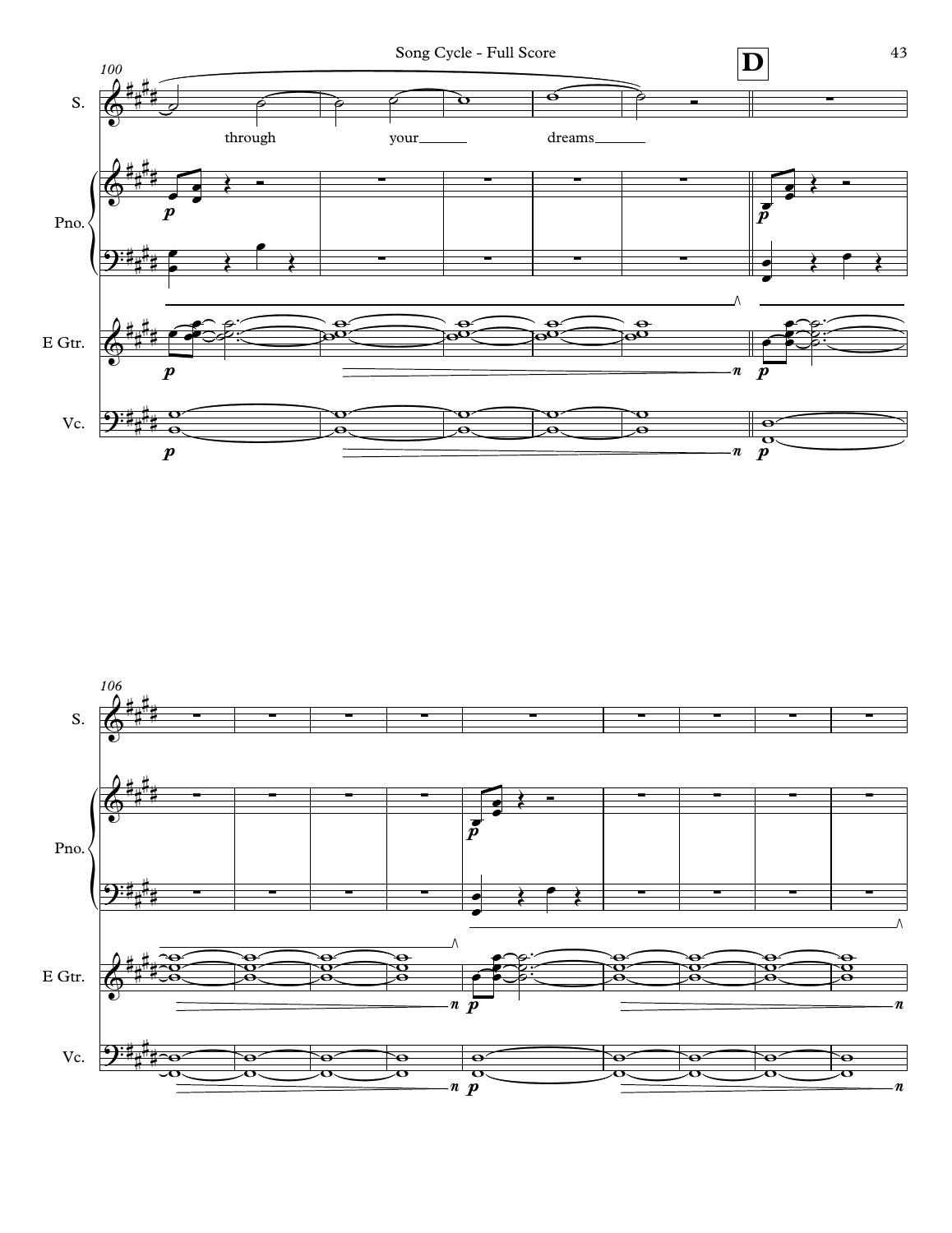**D**

100

S.

through your___ dreams___

Pno.

*p*

*p*

E Gtr.

*p* *n* *p*

Vc.

*p* *n* *p*

106

S.

Pno.

*p*

E Gtr.

*n* *p* *n*

Vc.

*n* *p* *n*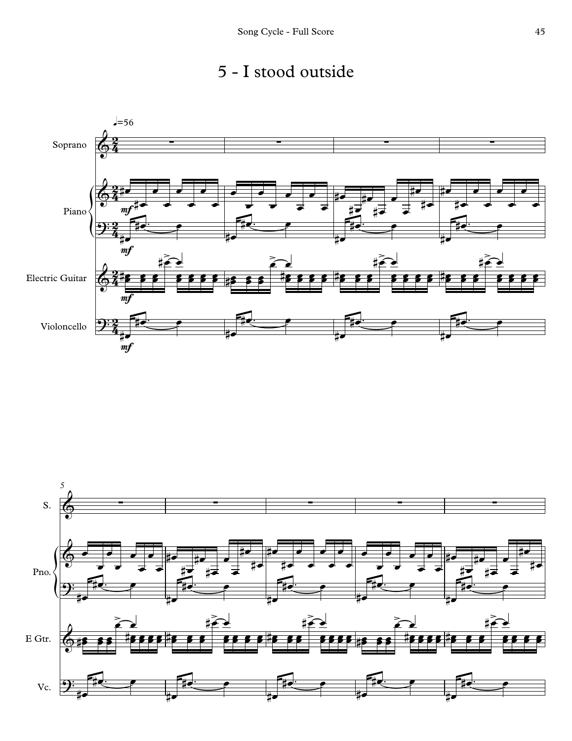# 5 - I stood outside

♩=56

Soprano

Piano

Electric Guitar

Violoncello

S.

Pno.

E Gtr.

Vc.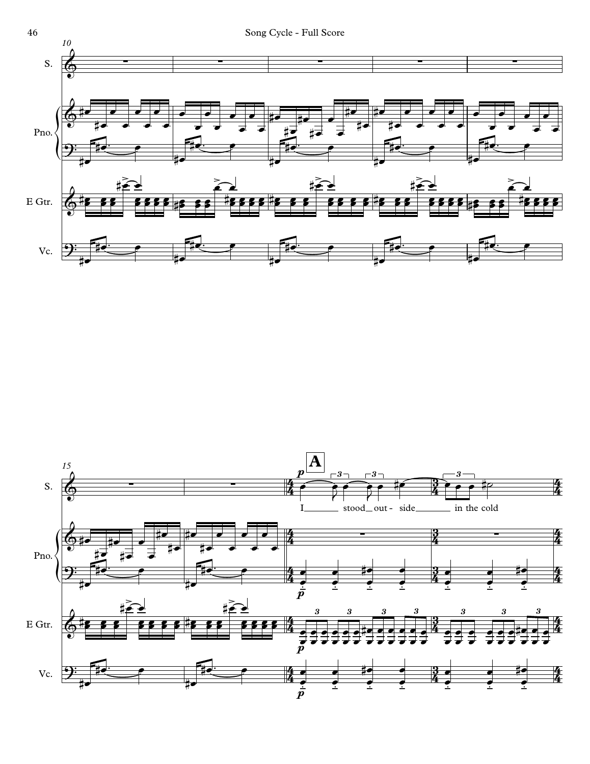S.

Pno.

E Gtr.

Vc.

**A**

I stood out - side in the cold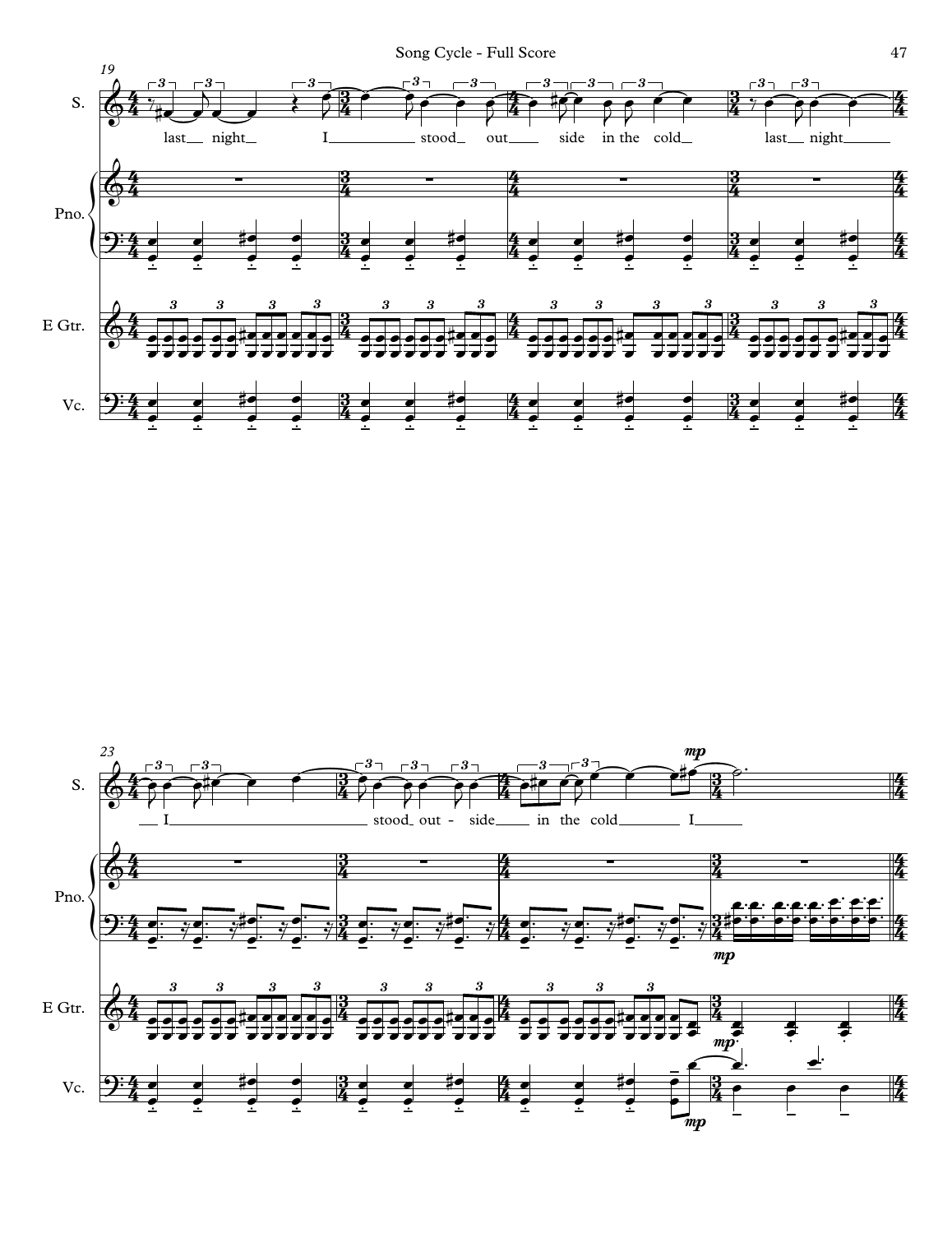19

S.

last night I stood out side in the cold last night

Pno.

E Gtr.

Vc.

23

S.

I stood out - side in the cold I

*mp*

Pno.

*mp*

E Gtr.

*mp*

Vc.

*mp*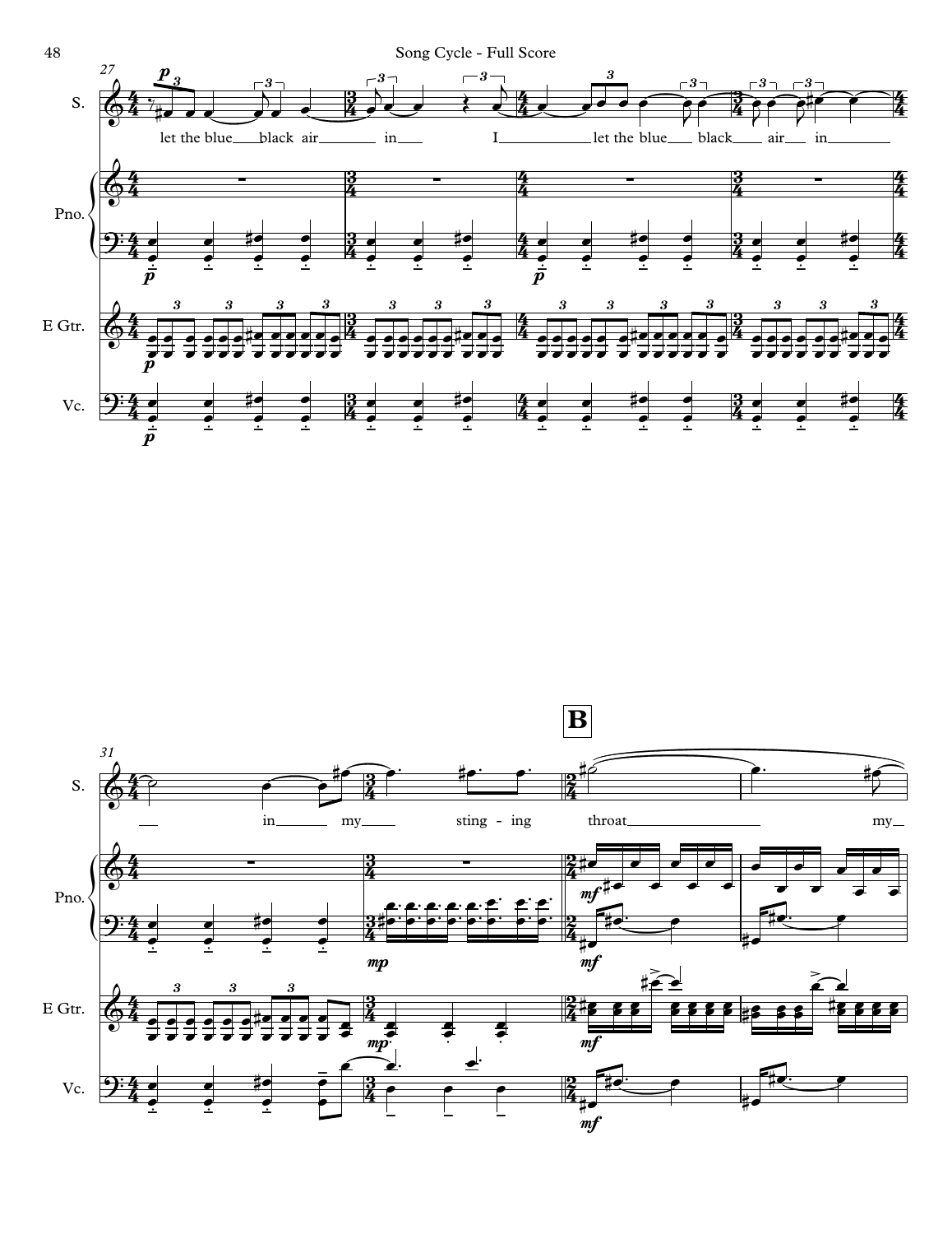27

S. — let the blue black air in I let the blue black air in

Pno.

E Gtr.

Vc.

31

**B**

S. — in my sting - ing throat my

Pno.

E Gtr.

Vc.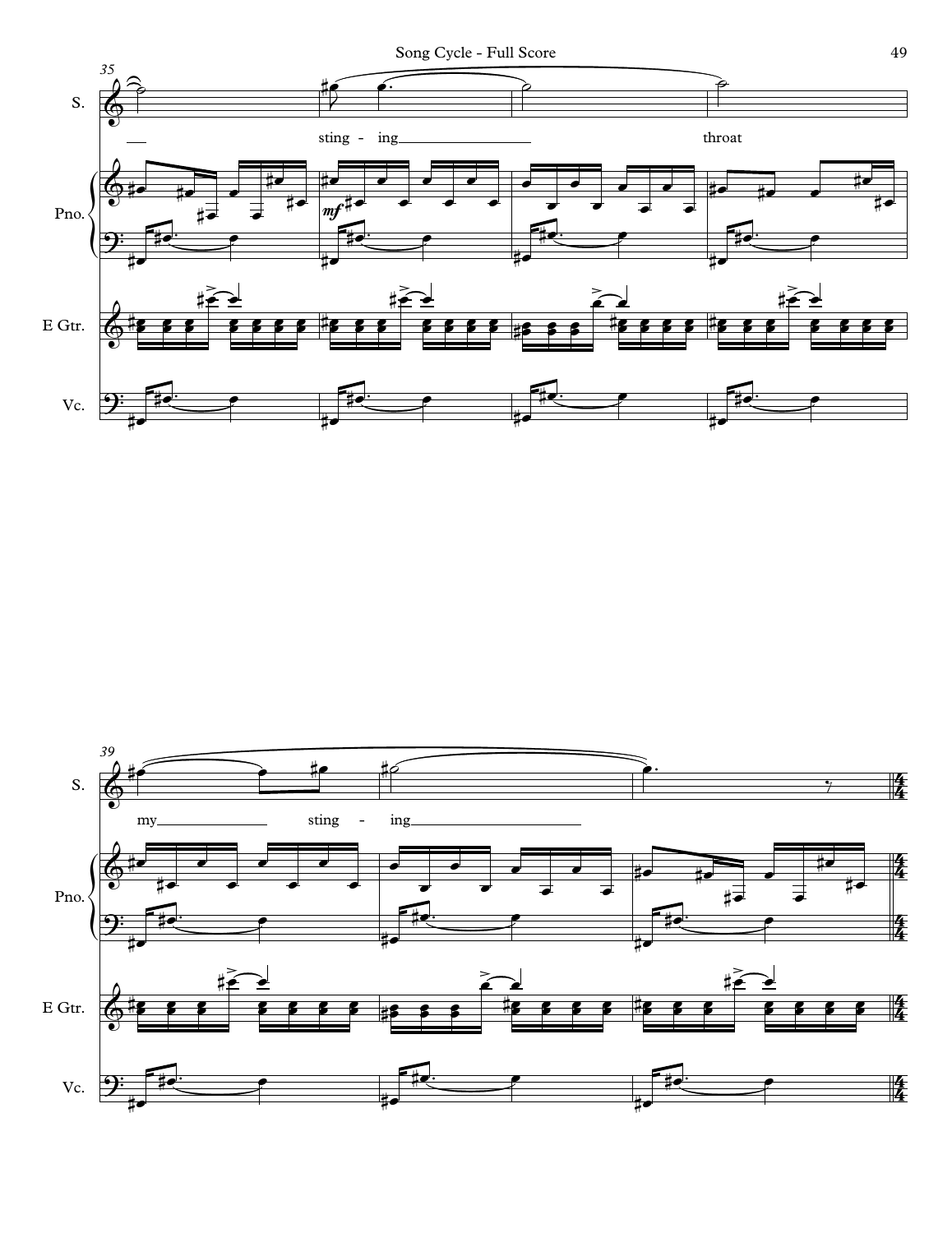S.

sting - ing throat

Pno.

E Gtr.

Vc.

S.

my sting - ing

Pno.

E Gtr.

Vc.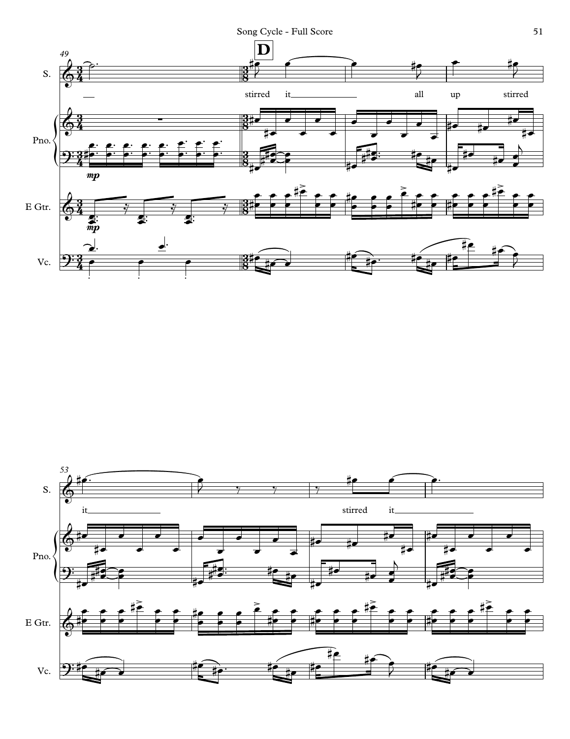Song Cycle - Full Score

49

**D**

S.

stirred it all up stirred

Pno.

*mp*

E Gtr.

*mp*

Vc.

53

it stirred it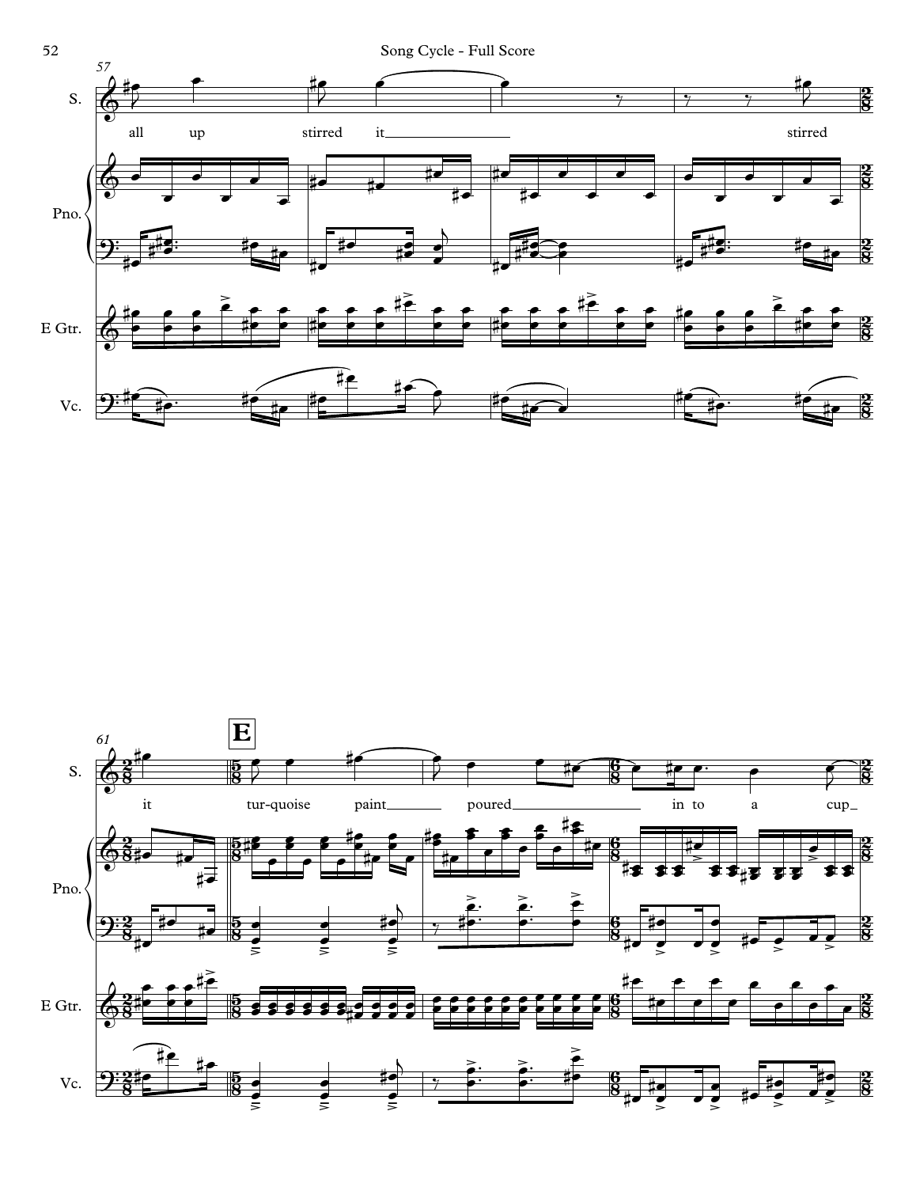57

S.

all up stirred it stirred

Pno.

E Gtr.

Vc.

61

**E**

S.

it tur-quoise paint poured in to a cup

Pno.

E Gtr.

Vc.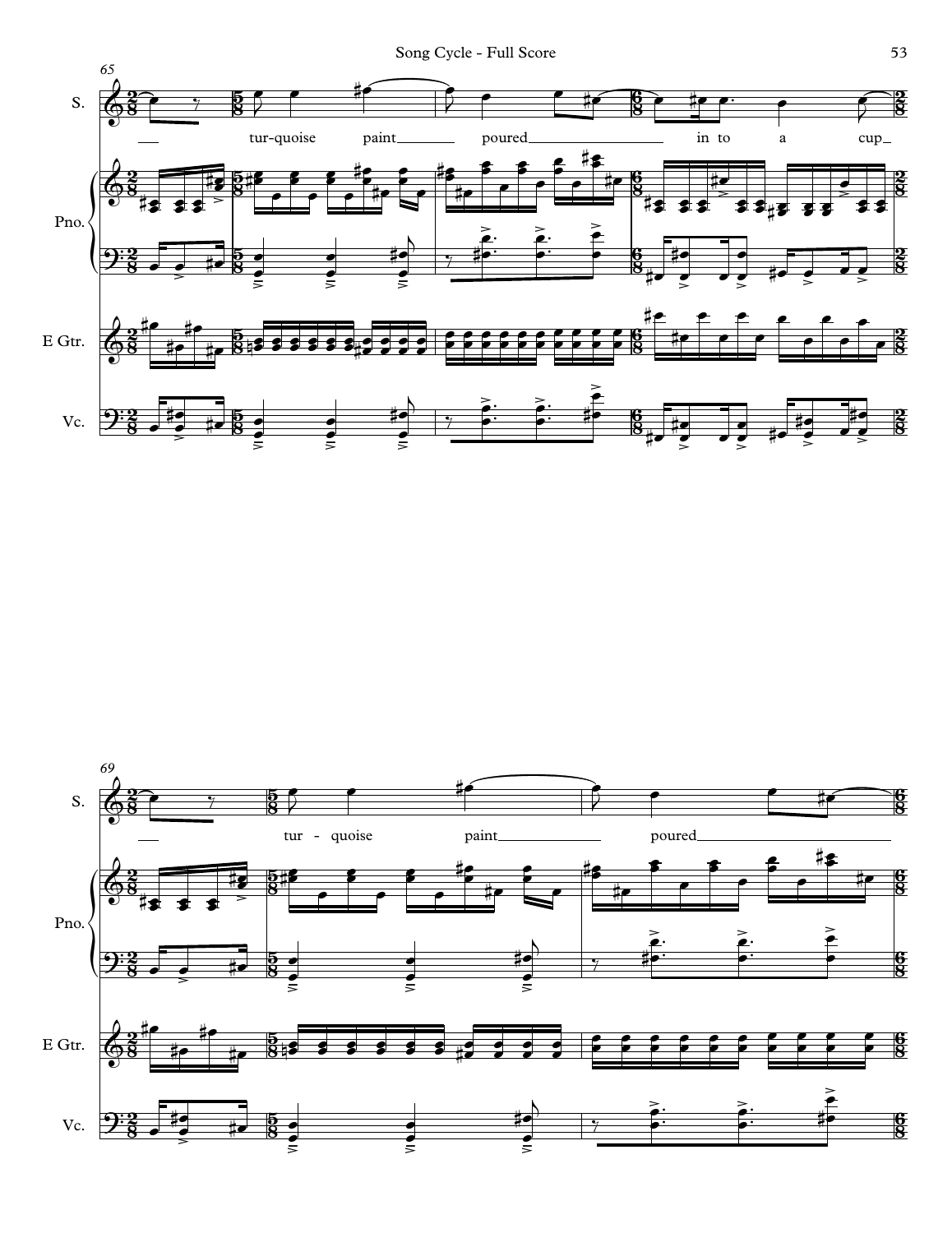65

S.

— tur-quoise paint___ poured___ in to a cup_

Pno.

E Gtr.

Vc.

69

S.

— tur - quoise paint___ poured___

Pno.

E Gtr.

Vc.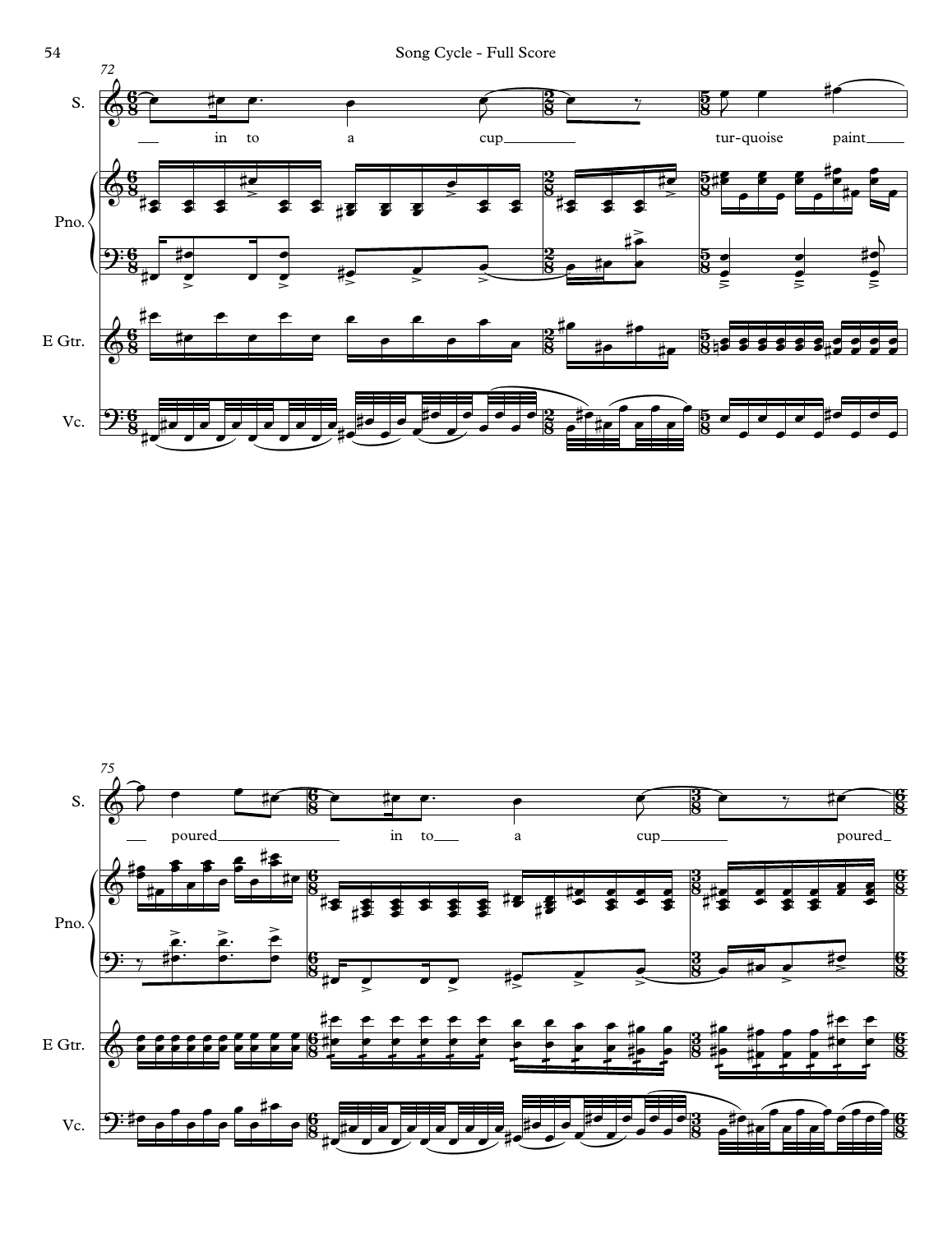72

S.

in to a cup tur-quoise paint

Pno.

E Gtr.

Vc.

75

S.

poured in to a cup poured

Pno.

E Gtr.

Vc.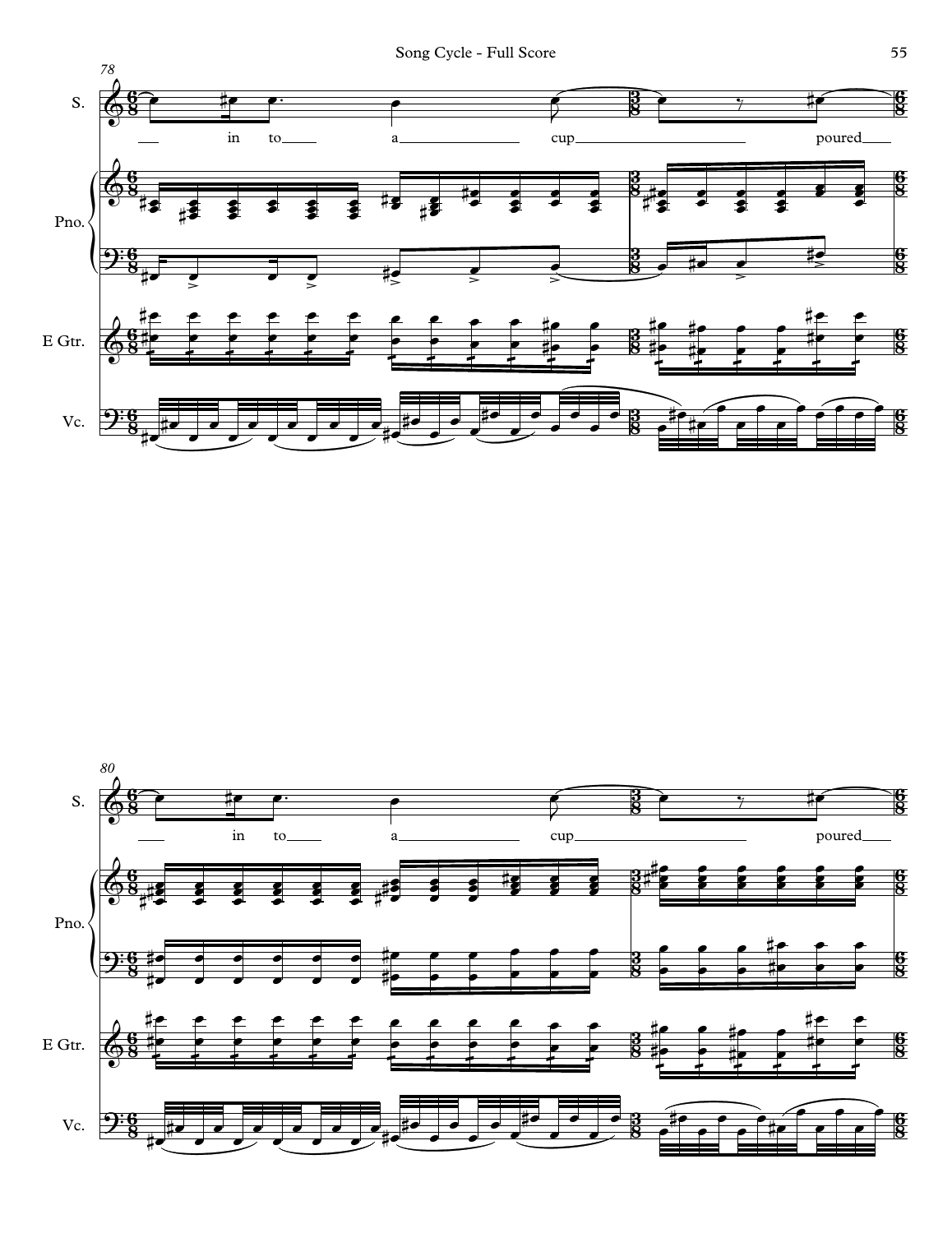78

S.

in to a cup poured

Pno.

E Gtr.

Vc.

80

S.

in to a cup poured

Pno.

E Gtr.

Vc.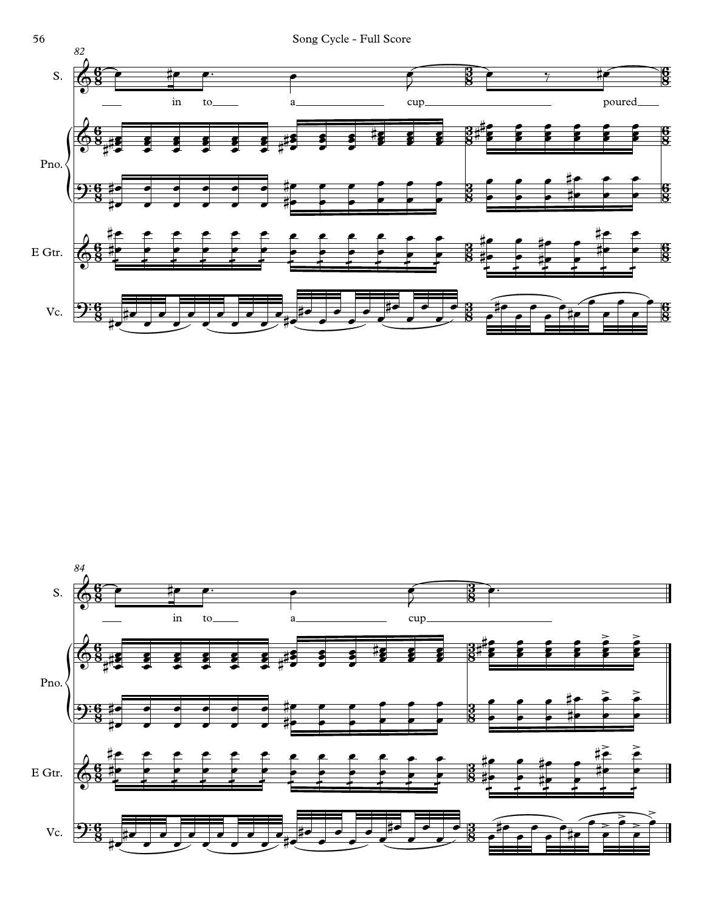82

S.

in to a cup poured

Pno.

E Gtr.

Vc.

84

S.

in to a cup

Pno.

E Gtr.

Vc.